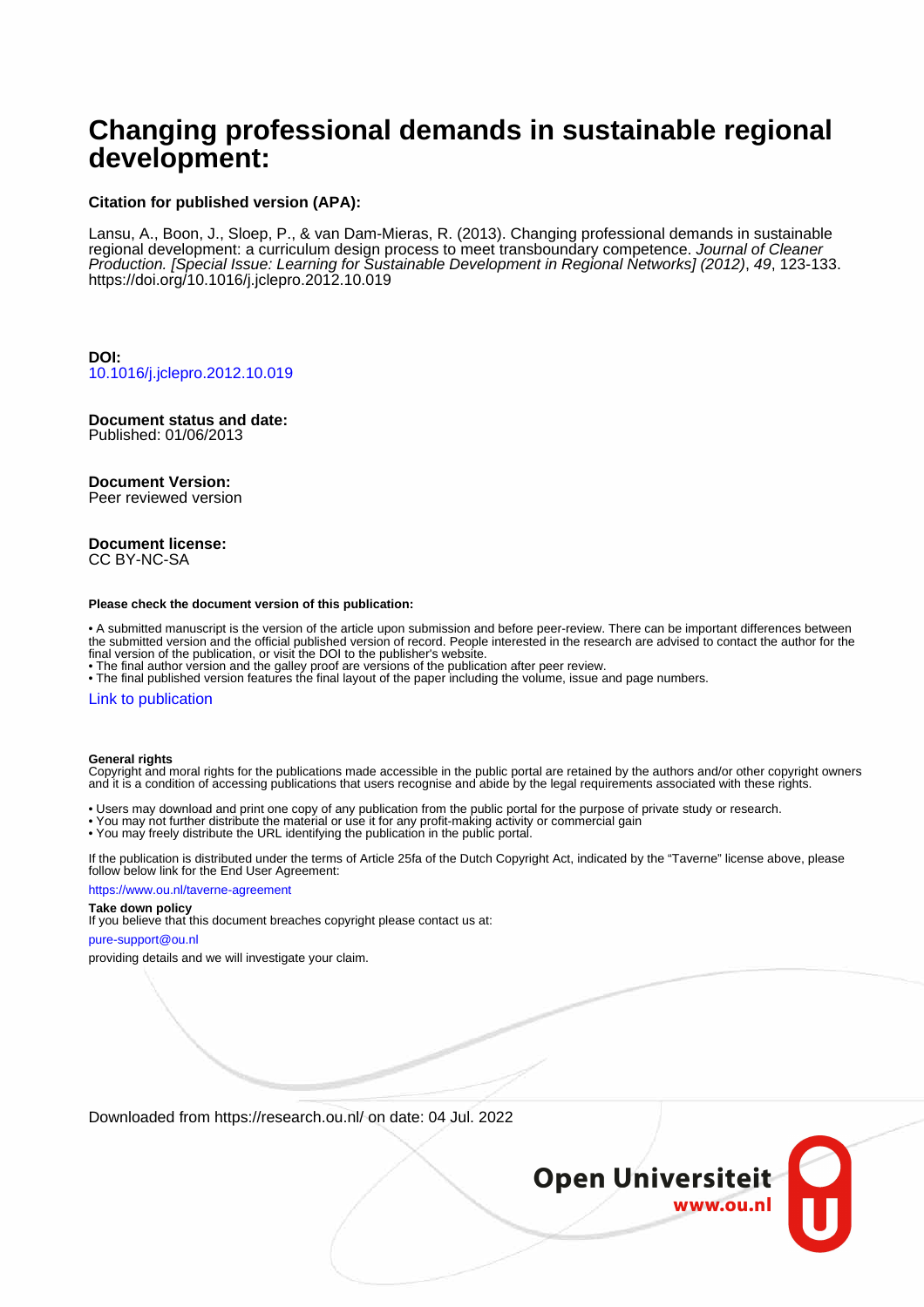# Changing professional demands in sustainable regional development:

**Citation for published version (APA):**

Lansu, A., Boon, J., Sloep, P., & van Dam-Mieras, R. (2013). Changing professional demands in sustainable regional development: a curriculum design process to meet transboundary competence. *Journal of Cleaner Production. [Special Issue: Learning for Sustainable Development in Regional Networks] (2012)*, *49*, 123-133. https://doi.org/10.1016/j.jclepro.2012.10.019

**DOI:**
10.1016/j.jclepro.2012.10.019

**Document status and date:**
Published: 01/06/2013

**Document Version:**
Peer reviewed version

**Document license:**
CC BY-NC-SA

**Please check the document version of this publication:**

• A submitted manuscript is the version of the article upon submission and before peer-review. There can be important differences between the submitted version and the official published version of record. People interested in the research are advised to contact the author for the final version of the publication, or visit the DOI to the publisher's website.
• The final author version and the galley proof are versions of the publication after peer review.
• The final published version features the final layout of the paper including the volume, issue and page numbers.

Link to publication

**General rights**
Copyright and moral rights for the publications made accessible in the public portal are retained by the authors and/or other copyright owners and it is a condition of accessing publications that users recognise and abide by the legal requirements associated with these rights.

• Users may download and print one copy of any publication from the public portal for the purpose of private study or research.
• You may not further distribute the material or use it for any profit-making activity or commercial gain
• You may freely distribute the URL identifying the publication in the public portal.

If the publication is distributed under the terms of Article 25fa of the Dutch Copyright Act, indicated by the "Taverne" license above, please follow below link for the End User Agreement:

https://www.ou.nl/taverne-agreement

**Take down policy**
If you believe that this document breaches copyright please contact us at:

pure-support@ou.nl

providing details and we will investigate your claim.

Downloaded from https://research.ou.nl/ on date: 04 Jul. 2022

Open Universiteit
www.ou.nl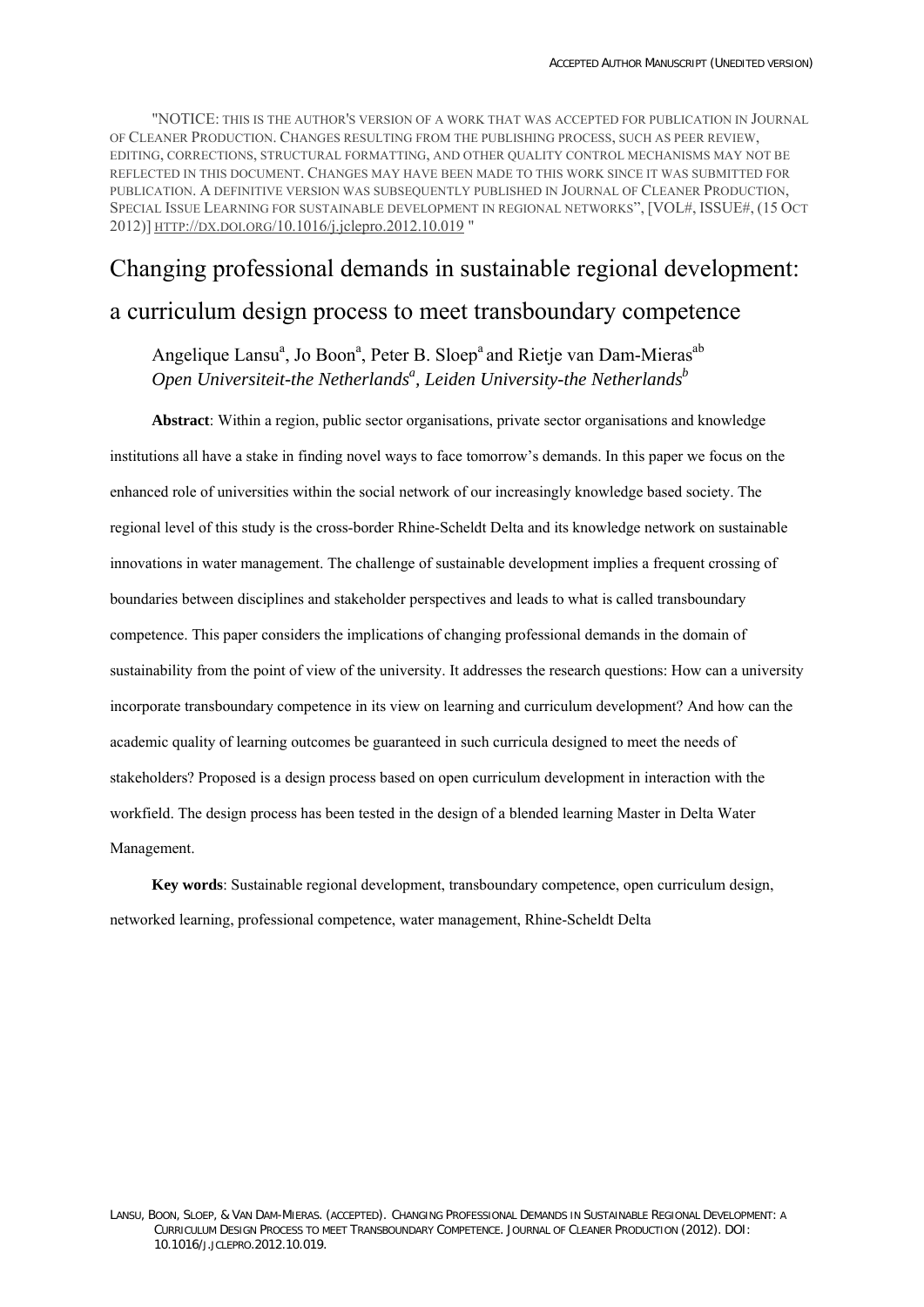"NOTICE: THIS IS THE AUTHOR'S VERSION OF A WORK THAT WAS ACCEPTED FOR PUBLICATION IN JOURNAL OF CLEANER PRODUCTION. CHANGES RESULTING FROM THE PUBLISHING PROCESS, SUCH AS PEER REVIEW, EDITING, CORRECTIONS, STRUCTURAL FORMATTING, AND OTHER QUALITY CONTROL MECHANISMS MAY NOT BE REFLECTED IN THIS DOCUMENT. CHANGES MAY HAVE BEEN MADE TO THIS WORK SINCE IT WAS SUBMITTED FOR PUBLICATION. A DEFINITIVE VERSION WAS SUBSEQUENTLY PUBLISHED IN JOURNAL OF CLEANER PRODUCTION, SPECIAL ISSUE LEARNING FOR SUSTAINABLE DEVELOPMENT IN REGIONAL NETWORKS", [VOL#, ISSUE#, (15 OCT 2012)] HTTP://DX.DOI.ORG/10.1016/j.jclepro.2012.10.019 "

# Changing professional demands in sustainable regional development: a curriculum design process to meet transboundary competence

Angelique Lansu[a], Jo Boon[a], Peter B. Sloep[a] and Rietje van Dam-Mieras[ab]
*Open Universiteit-the Netherlands[a], Leiden University-the Netherlands[b]*

**Abstract**: Within a region, public sector organisations, private sector organisations and knowledge institutions all have a stake in finding novel ways to face tomorrow's demands. In this paper we focus on the enhanced role of universities within the social network of our increasingly knowledge based society. The regional level of this study is the cross-border Rhine-Scheldt Delta and its knowledge network on sustainable innovations in water management. The challenge of sustainable development implies a frequent crossing of boundaries between disciplines and stakeholder perspectives and leads to what is called transboundary competence. This paper considers the implications of changing professional demands in the domain of sustainability from the point of view of the university. It addresses the research questions: How can a university incorporate transboundary competence in its view on learning and curriculum development? And how can the academic quality of learning outcomes be guaranteed in such curricula designed to meet the needs of stakeholders? Proposed is a design process based on open curriculum development in interaction with the workfield. The design process has been tested in the design of a blended learning Master in Delta Water Management.

**Key words**: Sustainable regional development, transboundary competence, open curriculum design, networked learning, professional competence, water management, Rhine-Scheldt Delta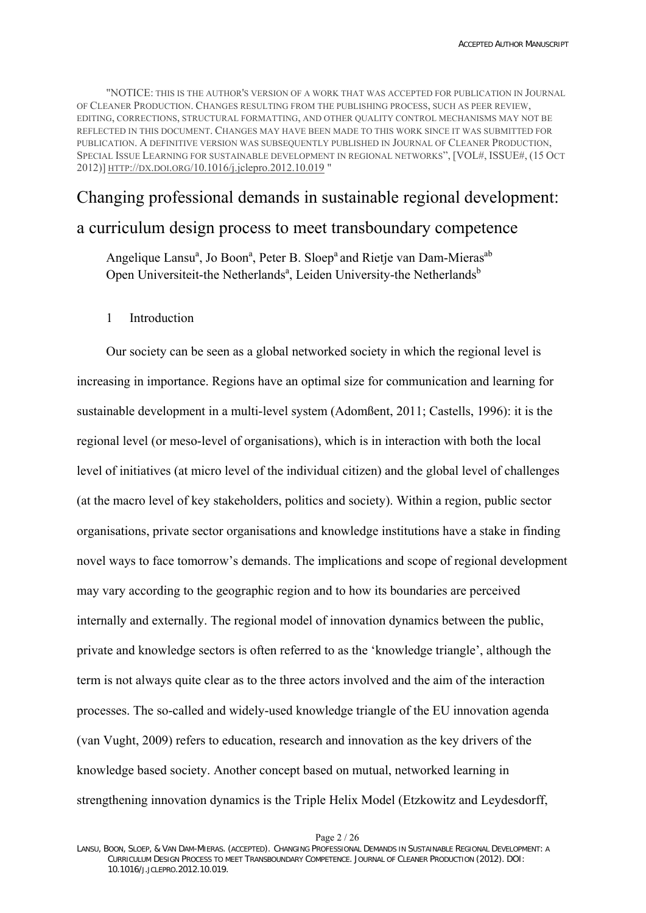"NOTICE: this is the author's version of a work that was accepted for publication in Journal of Cleaner Production. Changes resulting from the publishing process, such as peer review, editing, corrections, structural formatting, and other quality control mechanisms may not be reflected in this document. Changes may have been made to this work since it was submitted for publication. A definitive version was subsequently published in Journal of Cleaner Production, Special Issue Learning for sustainable development in regional networks", [VOL#, ISSUE#, (15 Oct 2012)] http://dx.doi.org/10.1016/j.jclepro.2012.10.019 "

# Changing professional demands in sustainable regional development: a curriculum design process to meet transboundary competence

Angelique Lansu[a], Jo Boon[a], Peter B. Sloep[a] and Rietje van Dam-Mieras[ab]
Open Universiteit-the Netherlands[a], Leiden University-the Netherlands[b]

## 1 Introduction

Our society can be seen as a global networked society in which the regional level is increasing in importance. Regions have an optimal size for communication and learning for sustainable development in a multi-level system (Adomßent, 2011; Castells, 1996): it is the regional level (or meso-level of organisations), which is in interaction with both the local level of initiatives (at micro level of the individual citizen) and the global level of challenges (at the macro level of key stakeholders, politics and society). Within a region, public sector organisations, private sector organisations and knowledge institutions have a stake in finding novel ways to face tomorrow's demands. The implications and scope of regional development may vary according to the geographic region and to how its boundaries are perceived internally and externally. The regional model of innovation dynamics between the public, private and knowledge sectors is often referred to as the 'knowledge triangle', although the term is not always quite clear as to the three actors involved and the aim of the interaction processes. The so-called and widely-used knowledge triangle of the EU innovation agenda (van Vught, 2009) refers to education, research and innovation as the key drivers of the knowledge based society. Another concept based on mutual, networked learning in strengthening innovation dynamics is the Triple Helix Model (Etzkowitz and Leydesdorff,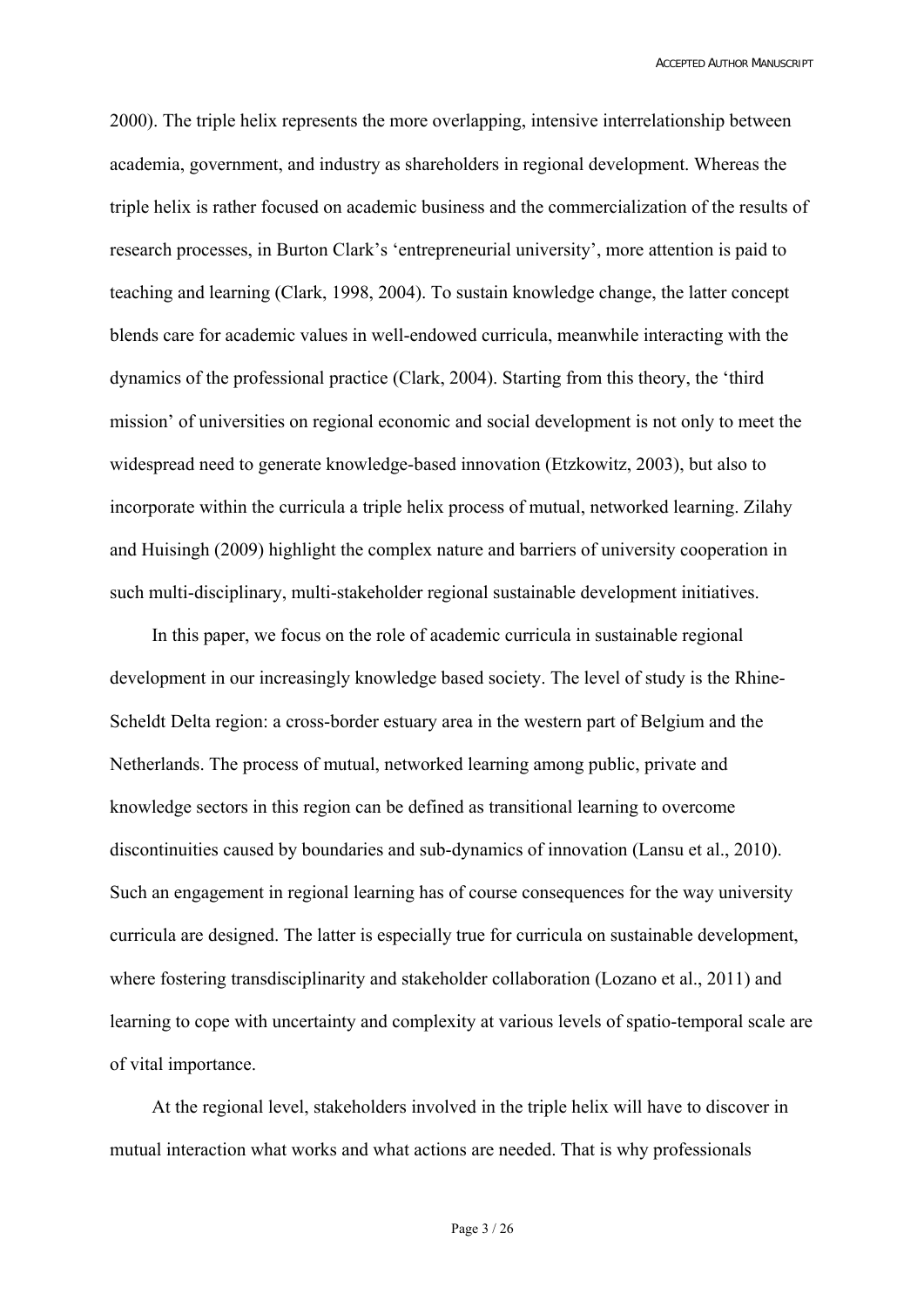2000). The triple helix represents the more overlapping, intensive interrelationship between academia, government, and industry as shareholders in regional development. Whereas the triple helix is rather focused on academic business and the commercialization of the results of research processes, in Burton Clark's 'entrepreneurial university', more attention is paid to teaching and learning (Clark, 1998, 2004). To sustain knowledge change, the latter concept blends care for academic values in well-endowed curricula, meanwhile interacting with the dynamics of the professional practice (Clark, 2004). Starting from this theory, the 'third mission' of universities on regional economic and social development is not only to meet the widespread need to generate knowledge-based innovation (Etzkowitz, 2003), but also to incorporate within the curricula a triple helix process of mutual, networked learning. Zilahy and Huisingh (2009) highlight the complex nature and barriers of university cooperation in such multi-disciplinary, multi-stakeholder regional sustainable development initiatives.

In this paper, we focus on the role of academic curricula in sustainable regional development in our increasingly knowledge based society. The level of study is the Rhine-Scheldt Delta region: a cross-border estuary area in the western part of Belgium and the Netherlands. The process of mutual, networked learning among public, private and knowledge sectors in this region can be defined as transitional learning to overcome discontinuities caused by boundaries and sub-dynamics of innovation (Lansu et al., 2010). Such an engagement in regional learning has of course consequences for the way university curricula are designed. The latter is especially true for curricula on sustainable development, where fostering transdisciplinarity and stakeholder collaboration (Lozano et al., 2011) and learning to cope with uncertainty and complexity at various levels of spatio-temporal scale are of vital importance.

At the regional level, stakeholders involved in the triple helix will have to discover in mutual interaction what works and what actions are needed. That is why professionals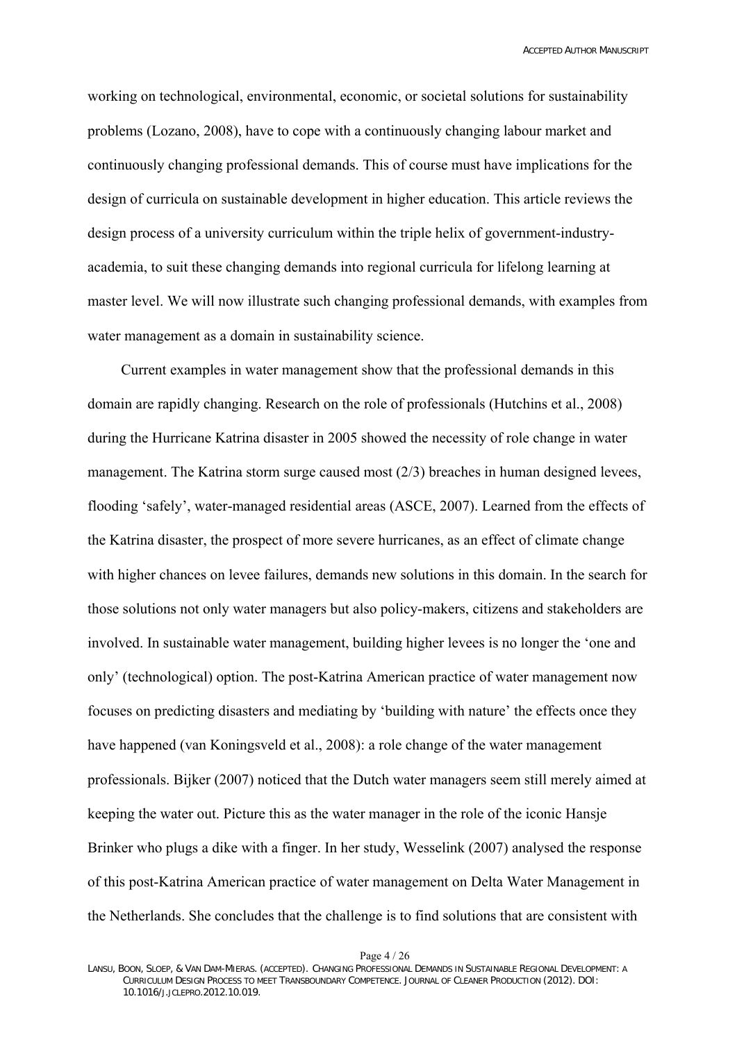working on technological, environmental, economic, or societal solutions for sustainability problems (Lozano, 2008), have to cope with a continuously changing labour market and continuously changing professional demands. This of course must have implications for the design of curricula on sustainable development in higher education. This article reviews the design process of a university curriculum within the triple helix of government-industry-academia, to suit these changing demands into regional curricula for lifelong learning at master level. We will now illustrate such changing professional demands, with examples from water management as a domain in sustainability science.

Current examples in water management show that the professional demands in this domain are rapidly changing. Research on the role of professionals (Hutchins et al., 2008) during the Hurricane Katrina disaster in 2005 showed the necessity of role change in water management. The Katrina storm surge caused most (2/3) breaches in human designed levees, flooding 'safely', water-managed residential areas (ASCE, 2007). Learned from the effects of the Katrina disaster, the prospect of more severe hurricanes, as an effect of climate change with higher chances on levee failures, demands new solutions in this domain. In the search for those solutions not only water managers but also policy-makers, citizens and stakeholders are involved. In sustainable water management, building higher levees is no longer the 'one and only' (technological) option. The post-Katrina American practice of water management now focuses on predicting disasters and mediating by 'building with nature' the effects once they have happened (van Koningsveld et al., 2008): a role change of the water management professionals. Bijker (2007) noticed that the Dutch water managers seem still merely aimed at keeping the water out. Picture this as the water manager in the role of the iconic Hansje Brinker who plugs a dike with a finger. In her study, Wesselink (2007) analysed the response of this post-Katrina American practice of water management on Delta Water Management in the Netherlands. She concludes that the challenge is to find solutions that are consistent with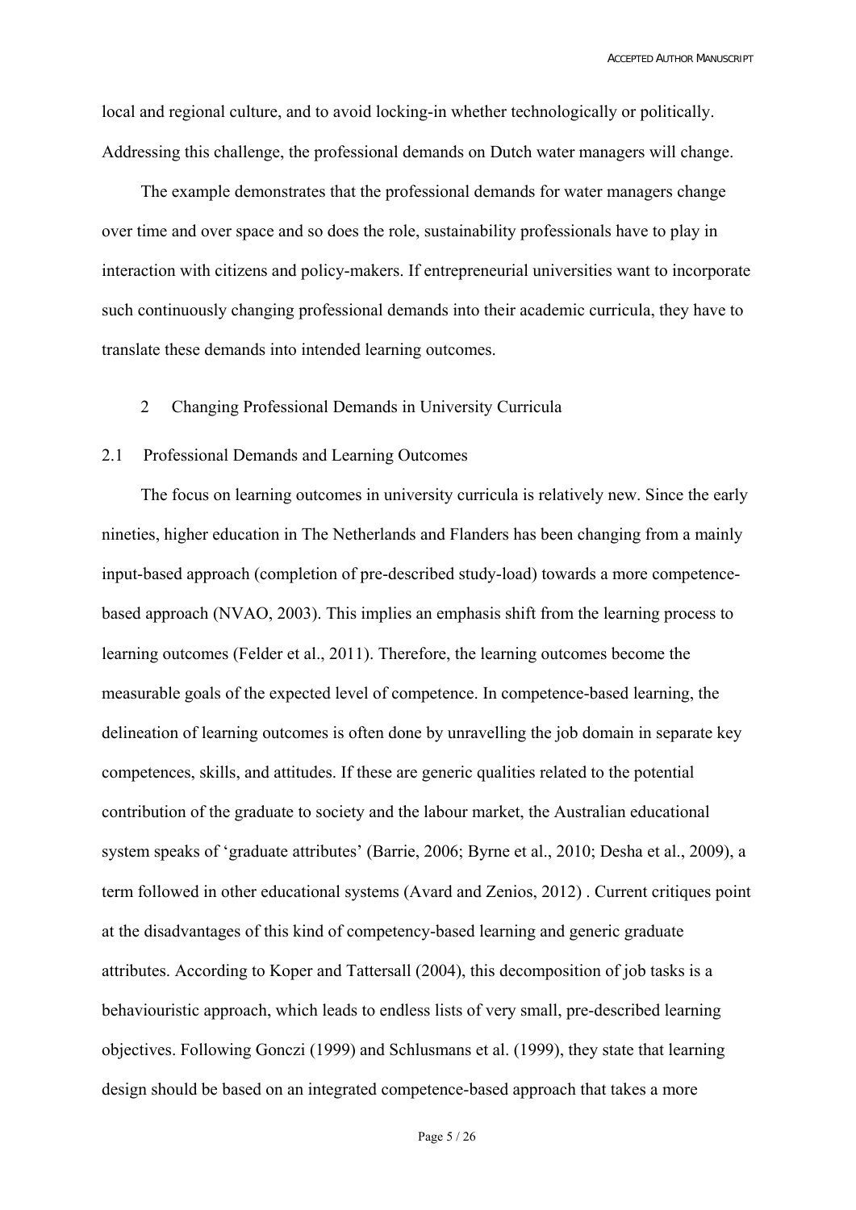local and regional culture, and to avoid locking-in whether technologically or politically. Addressing this challenge, the professional demands on Dutch water managers will change.

The example demonstrates that the professional demands for water managers change over time and over space and so does the role, sustainability professionals have to play in interaction with citizens and policy-makers. If entrepreneurial universities want to incorporate such continuously changing professional demands into their academic curricula, they have to translate these demands into intended learning outcomes.

## 2 Changing Professional Demands in University Curricula

### 2.1 Professional Demands and Learning Outcomes

The focus on learning outcomes in university curricula is relatively new. Since the early nineties, higher education in The Netherlands and Flanders has been changing from a mainly input-based approach (completion of pre-described study-load) towards a more competence-based approach (NVAO, 2003). This implies an emphasis shift from the learning process to learning outcomes (Felder et al., 2011). Therefore, the learning outcomes become the measurable goals of the expected level of competence. In competence-based learning, the delineation of learning outcomes is often done by unravelling the job domain in separate key competences, skills, and attitudes. If these are generic qualities related to the potential contribution of the graduate to society and the labour market, the Australian educational system speaks of 'graduate attributes' (Barrie, 2006; Byrne et al., 2010; Desha et al., 2009), a term followed in other educational systems (Avard and Zenios, 2012) . Current critiques point at the disadvantages of this kind of competency-based learning and generic graduate attributes. According to Koper and Tattersall (2004), this decomposition of job tasks is a behaviouristic approach, which leads to endless lists of very small, pre-described learning objectives. Following Gonczi (1999) and Schlusmans et al. (1999), they state that learning design should be based on an integrated competence-based approach that takes a more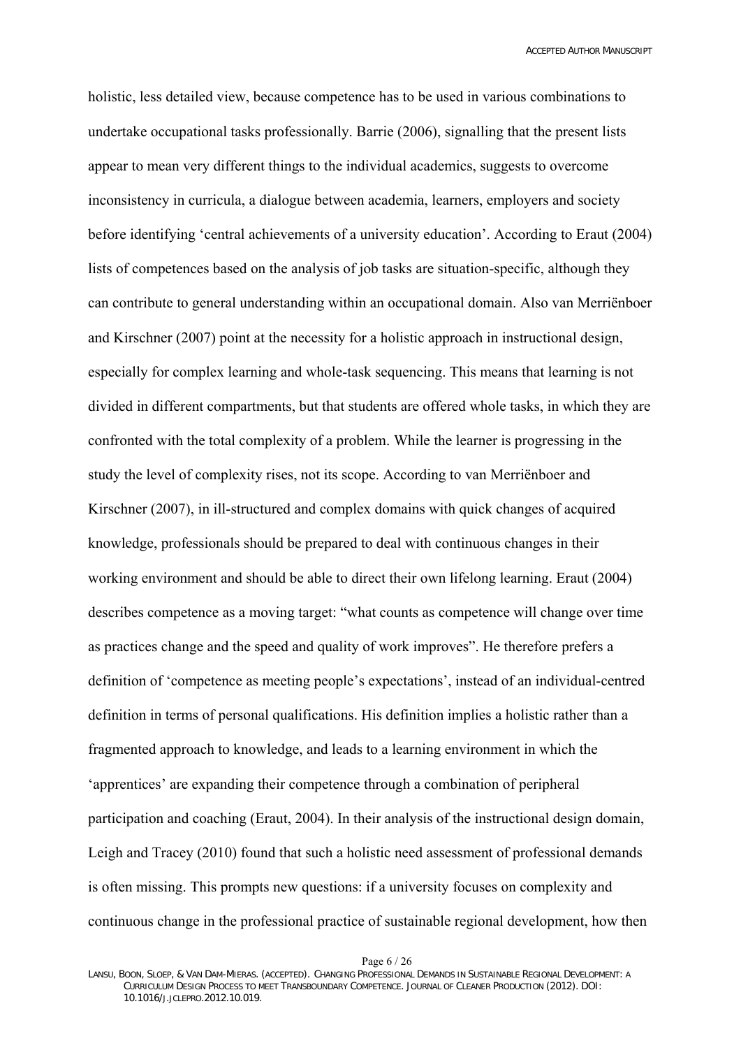holistic, less detailed view, because competence has to be used in various combinations to undertake occupational tasks professionally. Barrie (2006), signalling that the present lists appear to mean very different things to the individual academics, suggests to overcome inconsistency in curricula, a dialogue between academia, learners, employers and society before identifying 'central achievements of a university education'. According to Eraut (2004) lists of competences based on the analysis of job tasks are situation-specific, although they can contribute to general understanding within an occupational domain. Also van Merriënboer and Kirschner (2007) point at the necessity for a holistic approach in instructional design, especially for complex learning and whole-task sequencing. This means that learning is not divided in different compartments, but that students are offered whole tasks, in which they are confronted with the total complexity of a problem. While the learner is progressing in the study the level of complexity rises, not its scope. According to van Merriënboer and Kirschner (2007), in ill-structured and complex domains with quick changes of acquired knowledge, professionals should be prepared to deal with continuous changes in their working environment and should be able to direct their own lifelong learning. Eraut (2004) describes competence as a moving target: "what counts as competence will change over time as practices change and the speed and quality of work improves". He therefore prefers a definition of 'competence as meeting people's expectations', instead of an individual-centred definition in terms of personal qualifications. His definition implies a holistic rather than a fragmented approach to knowledge, and leads to a learning environment in which the 'apprentices' are expanding their competence through a combination of peripheral participation and coaching (Eraut, 2004). In their analysis of the instructional design domain, Leigh and Tracey (2010) found that such a holistic need assessment of professional demands is often missing. This prompts new questions: if a university focuses on complexity and continuous change in the professional practice of sustainable regional development, how then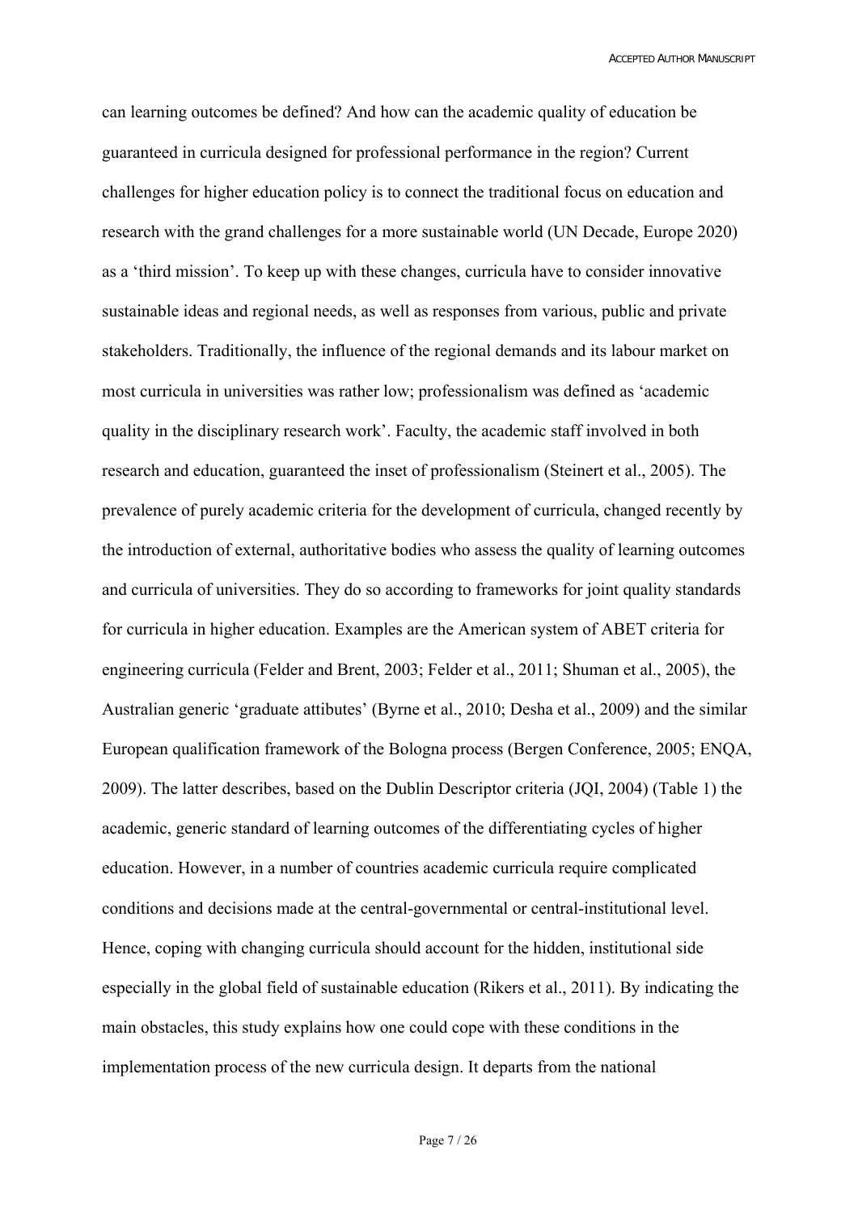can learning outcomes be defined? And how can the academic quality of education be guaranteed in curricula designed for professional performance in the region? Current challenges for higher education policy is to connect the traditional focus on education and research with the grand challenges for a more sustainable world (UN Decade, Europe 2020) as a 'third mission'. To keep up with these changes, curricula have to consider innovative sustainable ideas and regional needs, as well as responses from various, public and private stakeholders. Traditionally, the influence of the regional demands and its labour market on most curricula in universities was rather low; professionalism was defined as 'academic quality in the disciplinary research work'. Faculty, the academic staff involved in both research and education, guaranteed the inset of professionalism (Steinert et al., 2005). The prevalence of purely academic criteria for the development of curricula, changed recently by the introduction of external, authoritative bodies who assess the quality of learning outcomes and curricula of universities. They do so according to frameworks for joint quality standards for curricula in higher education. Examples are the American system of ABET criteria for engineering curricula (Felder and Brent, 2003; Felder et al., 2011; Shuman et al., 2005), the Australian generic 'graduate attibutes' (Byrne et al., 2010; Desha et al., 2009) and the similar European qualification framework of the Bologna process (Bergen Conference, 2005; ENQA, 2009). The latter describes, based on the Dublin Descriptor criteria (JQI, 2004) (Table 1) the academic, generic standard of learning outcomes of the differentiating cycles of higher education. However, in a number of countries academic curricula require complicated conditions and decisions made at the central-governmental or central-institutional level. Hence, coping with changing curricula should account for the hidden, institutional side especially in the global field of sustainable education (Rikers et al., 2011). By indicating the main obstacles, this study explains how one could cope with these conditions in the implementation process of the new curricula design. It departs from the national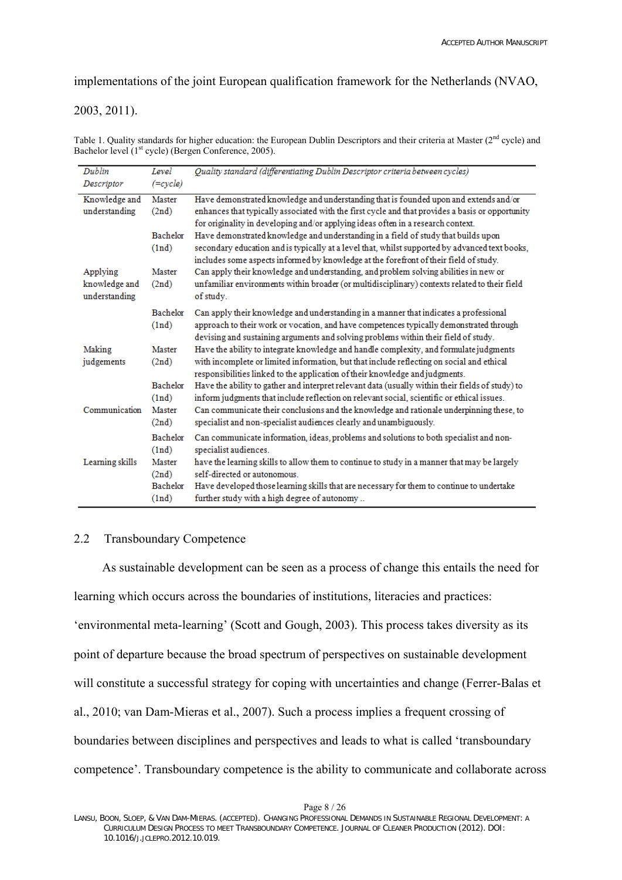implementations of the joint European qualification framework for the Netherlands (NVAO, 2003, 2011).

Table 1. Quality standards for higher education: the European Dublin Descriptors and their criteria at Master (2nd cycle) and Bachelor level (1st cycle) (Bergen Conference, 2005).

| *Dublin Descriptor* | *Level (=cycle)* | *Quality standard (differentiating Dublin Descriptor criteria between cycles)* |
|---|---|---|
| Knowledge and understanding | Master (2nd) | Have demonstrated knowledge and understanding that is founded upon and extends and/or enhances that typically associated with the first cycle and that provides a basis or opportunity for originality in developing and/or applying ideas often in a research context. |
| | Bachelor (1nd) | Have demonstrated knowledge and understanding in a field of study that builds upon secondary education and is typically at a level that, whilst supported by advanced text books, includes some aspects informed by knowledge at the forefront of their field of study. |
| Applying knowledge and understanding | Master (2nd) | Can apply their knowledge and understanding, and problem solving abilities in new or unfamiliar environments within broader (or multidisciplinary) contexts related to their field of study. |
| | Bachelor (1nd) | Can apply their knowledge and understanding in a manner that indicates a professional approach to their work or vocation, and have competences typically demonstrated through devising and sustaining arguments and solving problems within their field of study. |
| Making judgements | Master (2nd) | Have the ability to integrate knowledge and handle complexity, and formulate judgments with incomplete or limited information, but that include reflecting on social and ethical responsibilities linked to the application of their knowledge and judgments. |
| | Bachelor (1nd) | Have the ability to gather and interpret relevant data (usually within their fields of study) to inform judgments that include reflection on relevant social, scientific or ethical issues. |
| Communication | Master (2nd) | Can communicate their conclusions and the knowledge and rationale underpinning these, to specialist and non-specialist audiences clearly and unambiguously. |
| | Bachelor (1nd) | Can communicate information, ideas, problems and solutions to both specialist and non-specialist audiences. |
| Learning skills | Master (2nd) | have the learning skills to allow them to continue to study in a manner that may be largely self-directed or autonomous. |
| | Bachelor (1nd) | Have developed those learning skills that are necessary for them to continue to undertake further study with a high degree of autonomy .. |

## 2.2 Transboundary Competence

As sustainable development can be seen as a process of change this entails the need for learning which occurs across the boundaries of institutions, literacies and practices: 'environmental meta-learning' (Scott and Gough, 2003). This process takes diversity as its point of departure because the broad spectrum of perspectives on sustainable development will constitute a successful strategy for coping with uncertainties and change (Ferrer-Balas et al., 2010; van Dam-Mieras et al., 2007). Such a process implies a frequent crossing of boundaries between disciplines and perspectives and leads to what is called 'transboundary competence'. Transboundary competence is the ability to communicate and collaborate across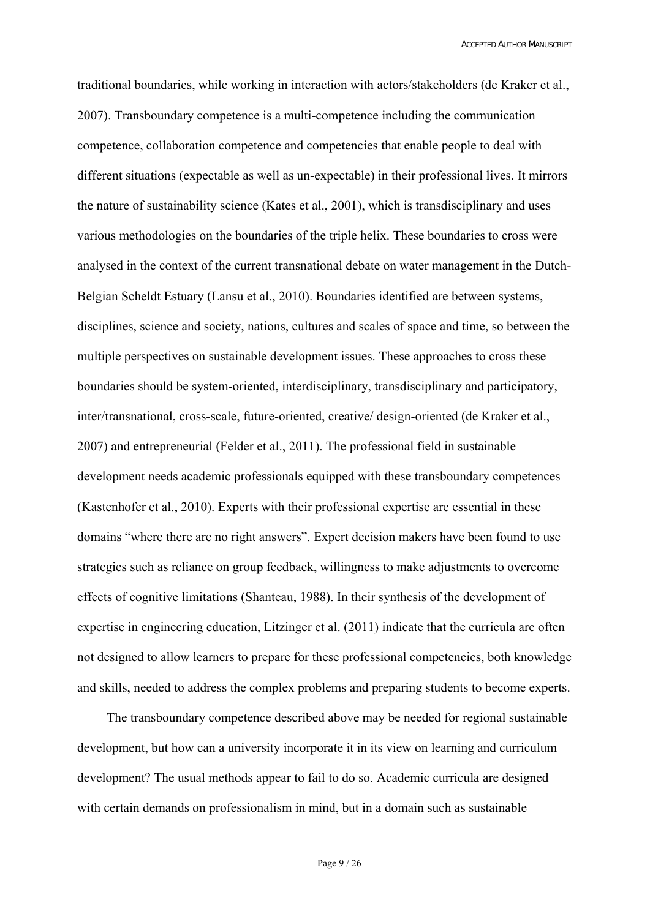traditional boundaries, while working in interaction with actors/stakeholders (de Kraker et al., 2007). Transboundary competence is a multi-competence including the communication competence, collaboration competence and competencies that enable people to deal with different situations (expectable as well as un-expectable) in their professional lives. It mirrors the nature of sustainability science (Kates et al., 2001), which is transdisciplinary and uses various methodologies on the boundaries of the triple helix. These boundaries to cross were analysed in the context of the current transnational debate on water management in the Dutch-Belgian Scheldt Estuary (Lansu et al., 2010). Boundaries identified are between systems, disciplines, science and society, nations, cultures and scales of space and time, so between the multiple perspectives on sustainable development issues. These approaches to cross these boundaries should be system-oriented, interdisciplinary, transdisciplinary and participatory, inter/transnational, cross-scale, future-oriented, creative/ design-oriented (de Kraker et al., 2007) and entrepreneurial (Felder et al., 2011). The professional field in sustainable development needs academic professionals equipped with these transboundary competences (Kastenhofer et al., 2010). Experts with their professional expertise are essential in these domains "where there are no right answers". Expert decision makers have been found to use strategies such as reliance on group feedback, willingness to make adjustments to overcome effects of cognitive limitations (Shanteau, 1988). In their synthesis of the development of expertise in engineering education, Litzinger et al. (2011) indicate that the curricula are often not designed to allow learners to prepare for these professional competencies, both knowledge and skills, needed to address the complex problems and preparing students to become experts.

The transboundary competence described above may be needed for regional sustainable development, but how can a university incorporate it in its view on learning and curriculum development? The usual methods appear to fail to do so. Academic curricula are designed with certain demands on professionalism in mind, but in a domain such as sustainable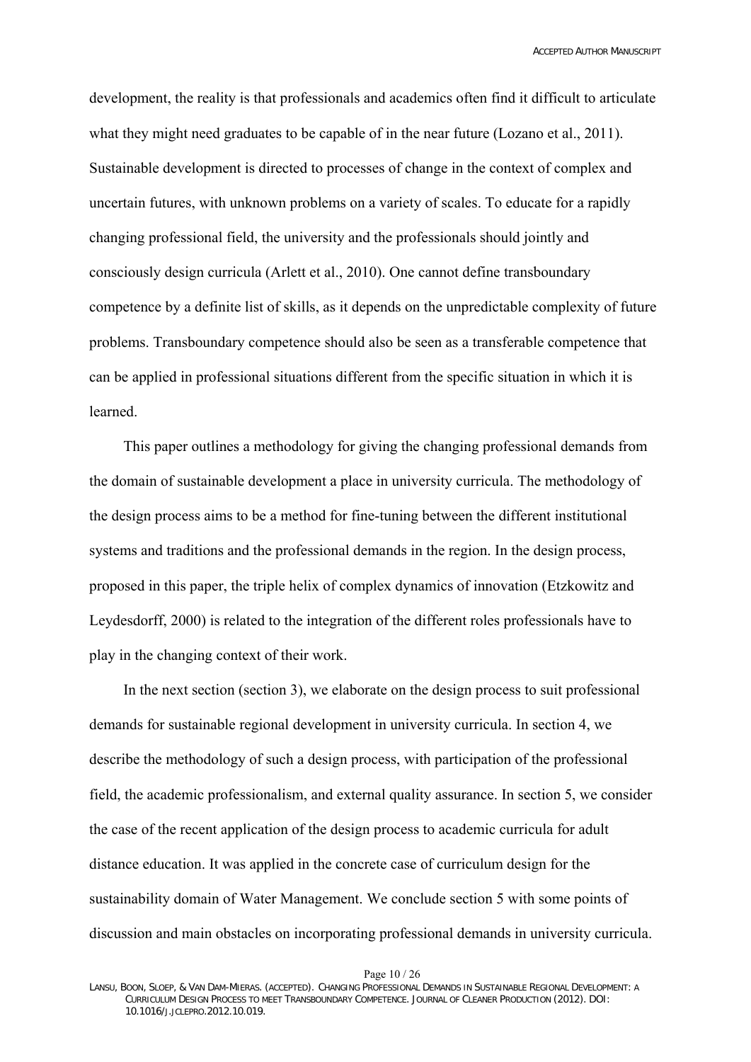development, the reality is that professionals and academics often find it difficult to articulate what they might need graduates to be capable of in the near future (Lozano et al., 2011). Sustainable development is directed to processes of change in the context of complex and uncertain futures, with unknown problems on a variety of scales. To educate for a rapidly changing professional field, the university and the professionals should jointly and consciously design curricula (Arlett et al., 2010). One cannot define transboundary competence by a definite list of skills, as it depends on the unpredictable complexity of future problems. Transboundary competence should also be seen as a transferable competence that can be applied in professional situations different from the specific situation in which it is learned.

This paper outlines a methodology for giving the changing professional demands from the domain of sustainable development a place in university curricula. The methodology of the design process aims to be a method for fine-tuning between the different institutional systems and traditions and the professional demands in the region. In the design process, proposed in this paper, the triple helix of complex dynamics of innovation (Etzkowitz and Leydesdorff, 2000) is related to the integration of the different roles professionals have to play in the changing context of their work.

In the next section (section 3), we elaborate on the design process to suit professional demands for sustainable regional development in university curricula. In section 4, we describe the methodology of such a design process, with participation of the professional field, the academic professionalism, and external quality assurance. In section 5, we consider the case of the recent application of the design process to academic curricula for adult distance education. It was applied in the concrete case of curriculum design for the sustainability domain of Water Management. We conclude section 5 with some points of discussion and main obstacles on incorporating professional demands in university curricula.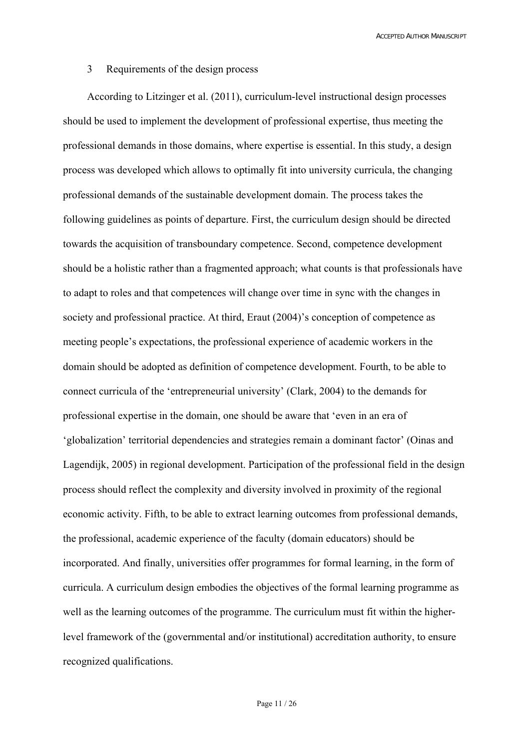## 3 Requirements of the design process

According to Litzinger et al. (2011), curriculum-level instructional design processes should be used to implement the development of professional expertise, thus meeting the professional demands in those domains, where expertise is essential. In this study, a design process was developed which allows to optimally fit into university curricula, the changing professional demands of the sustainable development domain. The process takes the following guidelines as points of departure. First, the curriculum design should be directed towards the acquisition of transboundary competence. Second, competence development should be a holistic rather than a fragmented approach; what counts is that professionals have to adapt to roles and that competences will change over time in sync with the changes in society and professional practice. At third, Eraut (2004)'s conception of competence as meeting people's expectations, the professional experience of academic workers in the domain should be adopted as definition of competence development. Fourth, to be able to connect curricula of the 'entrepreneurial university' (Clark, 2004) to the demands for professional expertise in the domain, one should be aware that 'even in an era of 'globalization' territorial dependencies and strategies remain a dominant factor' (Oinas and Lagendijk, 2005) in regional development. Participation of the professional field in the design process should reflect the complexity and diversity involved in proximity of the regional economic activity. Fifth, to be able to extract learning outcomes from professional demands, the professional, academic experience of the faculty (domain educators) should be incorporated. And finally, universities offer programmes for formal learning, in the form of curricula. A curriculum design embodies the objectives of the formal learning programme as well as the learning outcomes of the programme. The curriculum must fit within the higher-level framework of the (governmental and/or institutional) accreditation authority, to ensure recognized qualifications.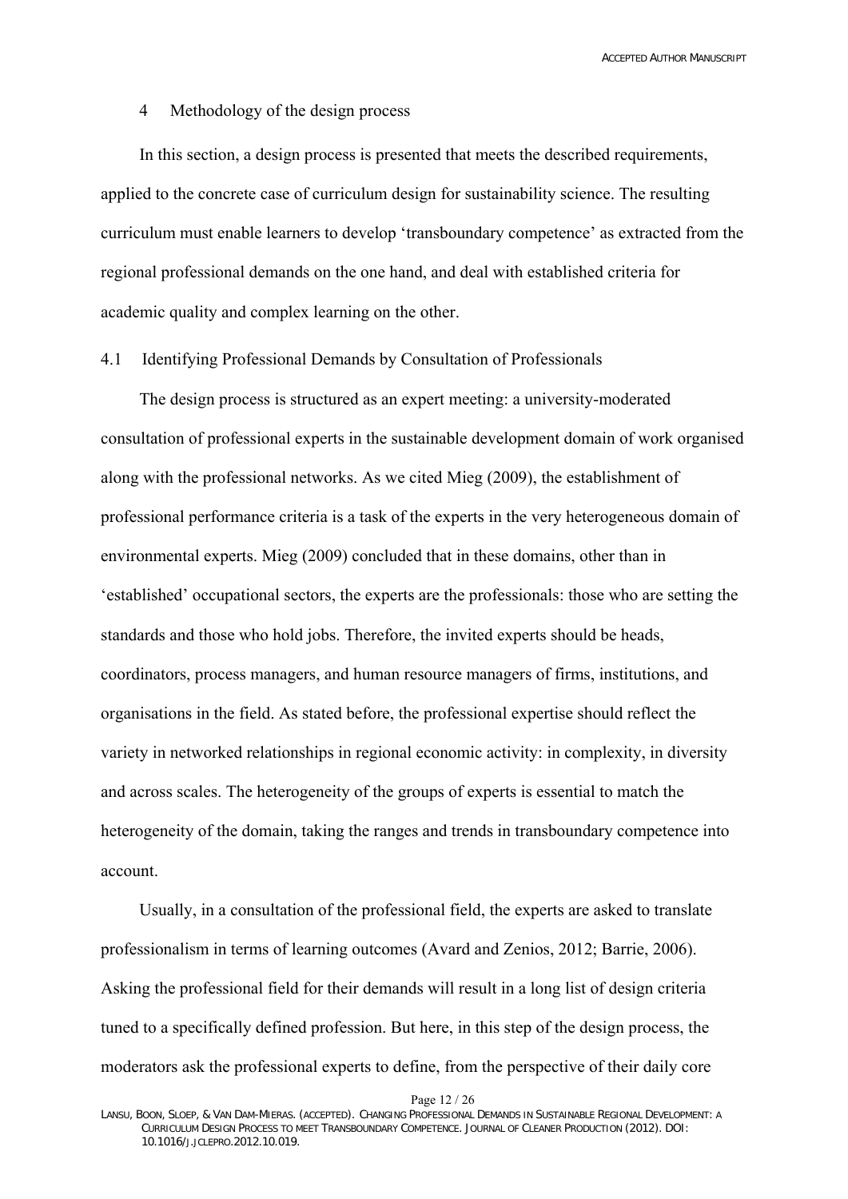## 4 Methodology of the design process

In this section, a design process is presented that meets the described requirements, applied to the concrete case of curriculum design for sustainability science. The resulting curriculum must enable learners to develop 'transboundary competence' as extracted from the regional professional demands on the one hand, and deal with established criteria for academic quality and complex learning on the other.

### 4.1 Identifying Professional Demands by Consultation of Professionals

The design process is structured as an expert meeting: a university-moderated consultation of professional experts in the sustainable development domain of work organised along with the professional networks. As we cited Mieg (2009), the establishment of professional performance criteria is a task of the experts in the very heterogeneous domain of environmental experts. Mieg (2009) concluded that in these domains, other than in 'established' occupational sectors, the experts are the professionals: those who are setting the standards and those who hold jobs. Therefore, the invited experts should be heads, coordinators, process managers, and human resource managers of firms, institutions, and organisations in the field. As stated before, the professional expertise should reflect the variety in networked relationships in regional economic activity: in complexity, in diversity and across scales. The heterogeneity of the groups of experts is essential to match the heterogeneity of the domain, taking the ranges and trends in transboundary competence into account.

Usually, in a consultation of the professional field, the experts are asked to translate professionalism in terms of learning outcomes (Avard and Zenios, 2012; Barrie, 2006). Asking the professional field for their demands will result in a long list of design criteria tuned to a specifically defined profession. But here, in this step of the design process, the moderators ask the professional experts to define, from the perspective of their daily core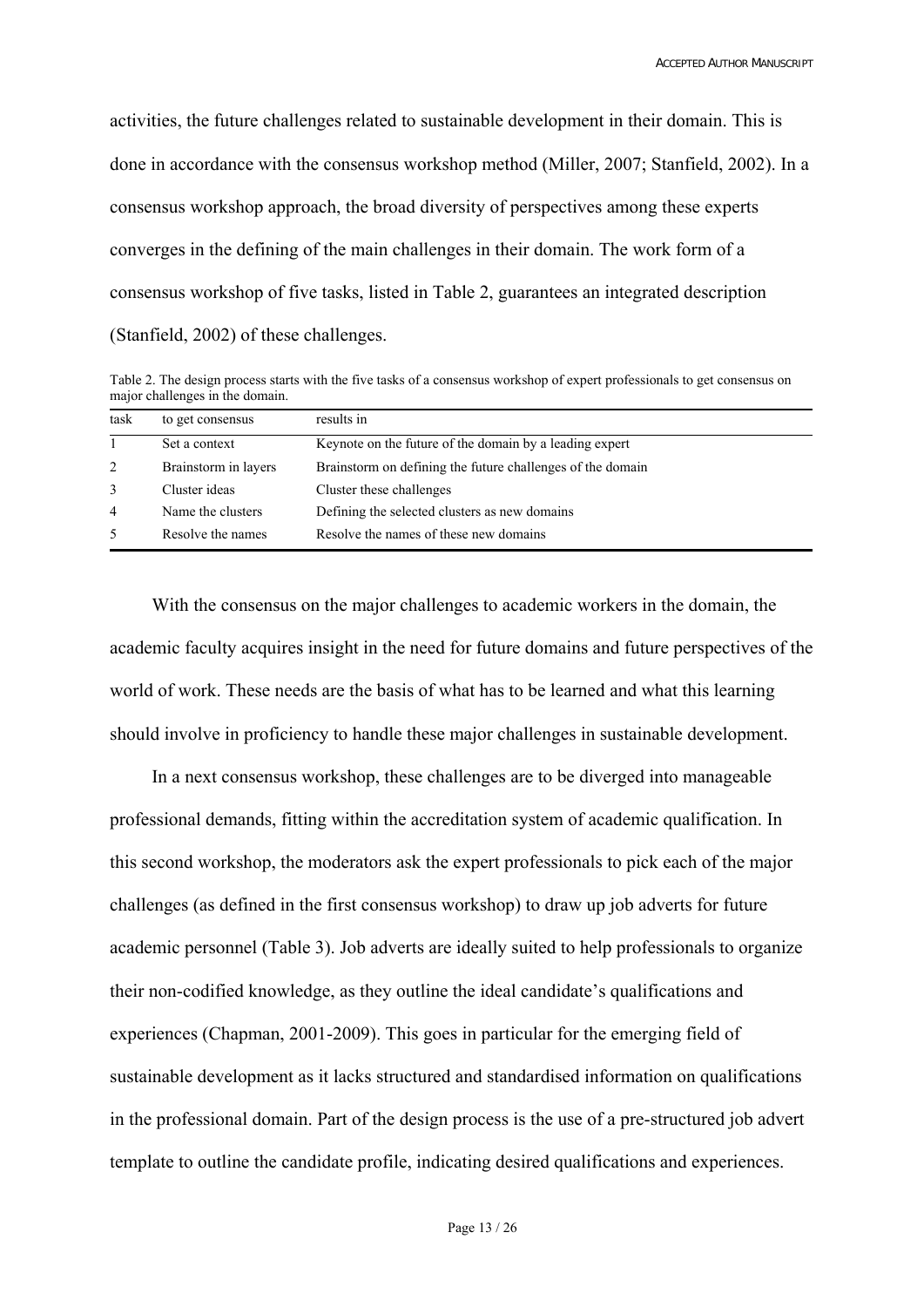activities, the future challenges related to sustainable development in their domain. This is done in accordance with the consensus workshop method (Miller, 2007; Stanfield, 2002). In a consensus workshop approach, the broad diversity of perspectives among these experts converges in the defining of the main challenges in their domain. The work form of a consensus workshop of five tasks, listed in Table 2, guarantees an integrated description (Stanfield, 2002) of these challenges.

Table 2. The design process starts with the five tasks of a consensus workshop of expert professionals to get consensus on major challenges in the domain.

| task | to get consensus | results in |
|---|---|---|
| 1 | Set a context | Keynote on the future of the domain by a leading expert |
| 2 | Brainstorm in layers | Brainstorm on defining the future challenges of the domain |
| 3 | Cluster ideas | Cluster these challenges |
| 4 | Name the clusters | Defining the selected clusters as new domains |
| 5 | Resolve the names | Resolve the names of these new domains |

With the consensus on the major challenges to academic workers in the domain, the academic faculty acquires insight in the need for future domains and future perspectives of the world of work. These needs are the basis of what has to be learned and what this learning should involve in proficiency to handle these major challenges in sustainable development.

In a next consensus workshop, these challenges are to be diverged into manageable professional demands, fitting within the accreditation system of academic qualification. In this second workshop, the moderators ask the expert professionals to pick each of the major challenges (as defined in the first consensus workshop) to draw up job adverts for future academic personnel (Table 3). Job adverts are ideally suited to help professionals to organize their non-codified knowledge, as they outline the ideal candidate's qualifications and experiences (Chapman, 2001-2009). This goes in particular for the emerging field of sustainable development as it lacks structured and standardised information on qualifications in the professional domain. Part of the design process is the use of a pre-structured job advert template to outline the candidate profile, indicating desired qualifications and experiences.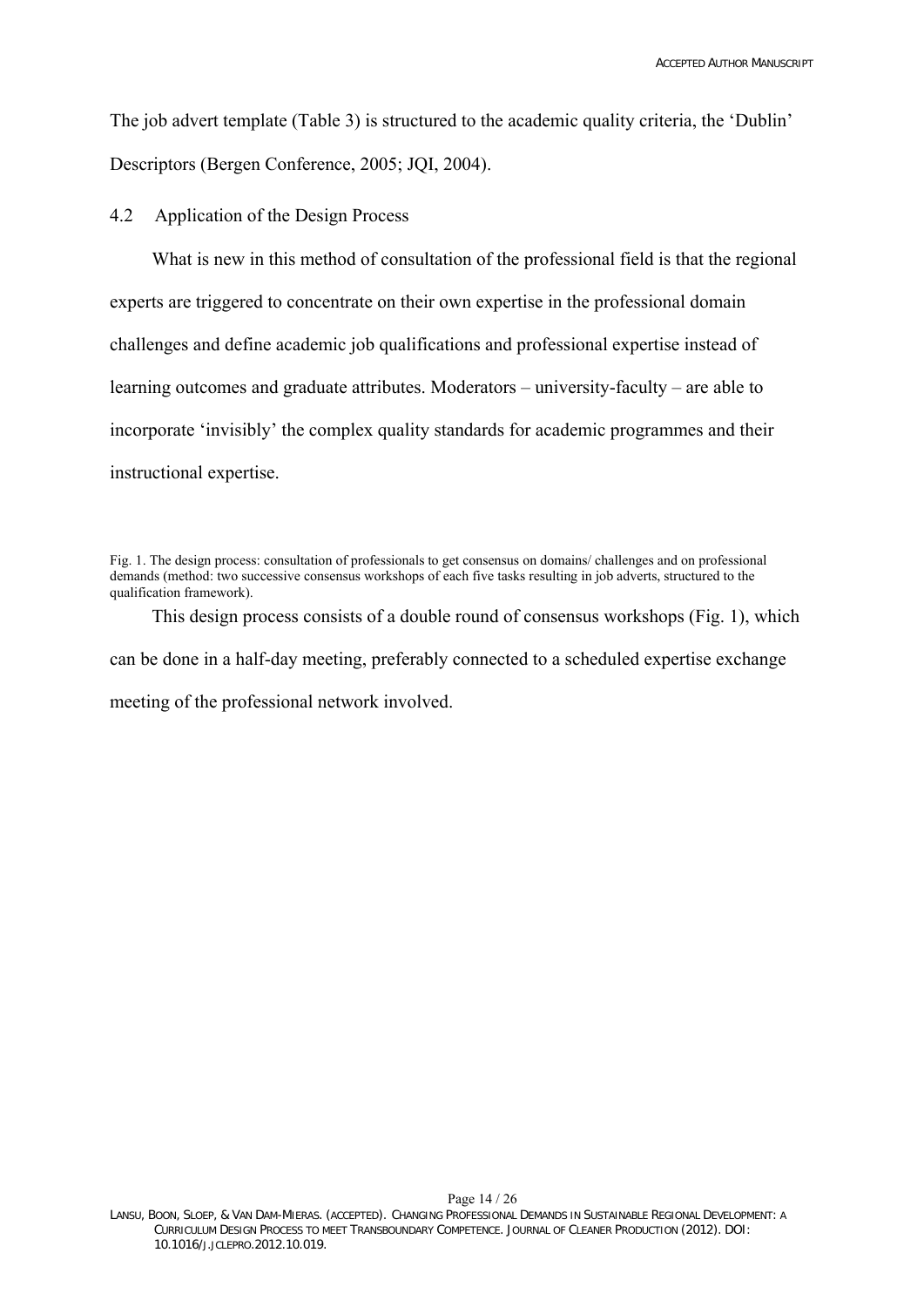The job advert template (Table 3) is structured to the academic quality criteria, the 'Dublin' Descriptors (Bergen Conference, 2005; JQI, 2004).

## 4.2 Application of the Design Process

What is new in this method of consultation of the professional field is that the regional experts are triggered to concentrate on their own expertise in the professional domain challenges and define academic job qualifications and professional expertise instead of learning outcomes and graduate attributes. Moderators – university-faculty – are able to incorporate 'invisibly' the complex quality standards for academic programmes and their instructional expertise.

Fig. 1. The design process: consultation of professionals to get consensus on domains/ challenges and on professional demands (method: two successive consensus workshops of each five tasks resulting in job adverts, structured to the qualification framework).

This design process consists of a double round of consensus workshops (Fig. 1), which can be done in a half-day meeting, preferably connected to a scheduled expertise exchange meeting of the professional network involved.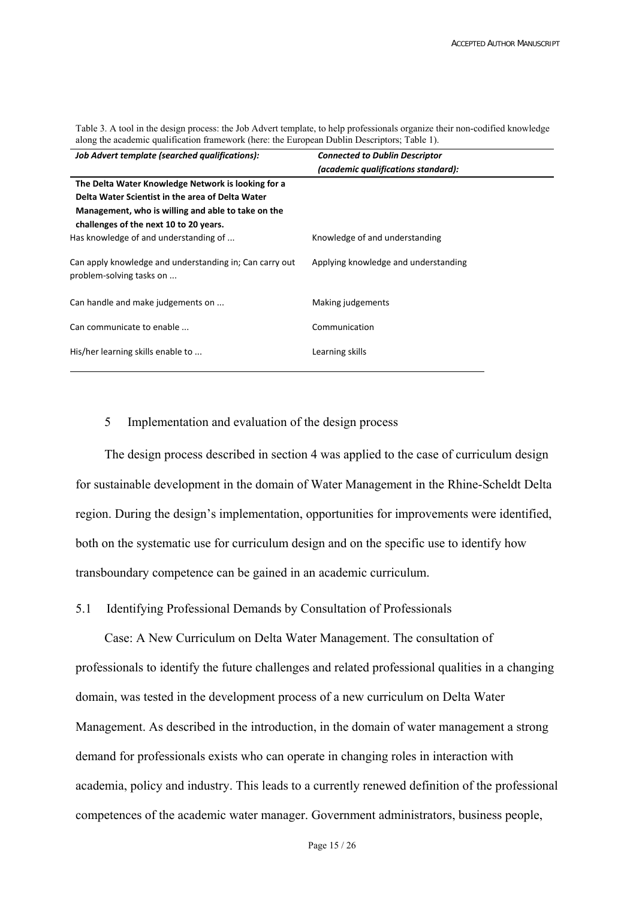Table 3. A tool in the design process: the Job Advert template, to help professionals organize their non-codified knowledge along the academic qualification framework (here: the European Dublin Descriptors; Table 1).

| *Job Advert template (searched qualifications):* | *Connected to Dublin Descriptor (academic qualifications standard):* |
|---|---|
| **The Delta Water Knowledge Network is looking for a Delta Water Scientist in the area of Delta Water Management, who is willing and able to take on the challenges of the next 10 to 20 years.** | |
| Has knowledge of and understanding of ... | Knowledge of and understanding |
| Can apply knowledge and understanding in; Can carry out problem-solving tasks on ... | Applying knowledge and understanding |
| Can handle and make judgements on ... | Making judgements |
| Can communicate to enable ... | Communication |
| His/her learning skills enable to ... | Learning skills |

## 5 Implementation and evaluation of the design process

The design process described in section 4 was applied to the case of curriculum design for sustainable development in the domain of Water Management in the Rhine-Scheldt Delta region. During the design's implementation, opportunities for improvements were identified, both on the systematic use for curriculum design and on the specific use to identify how transboundary competence can be gained in an academic curriculum.

### 5.1 Identifying Professional Demands by Consultation of Professionals

Case: A New Curriculum on Delta Water Management. The consultation of professionals to identify the future challenges and related professional qualities in a changing domain, was tested in the development process of a new curriculum on Delta Water Management. As described in the introduction, in the domain of water management a strong demand for professionals exists who can operate in changing roles in interaction with academia, policy and industry. This leads to a currently renewed definition of the professional competences of the academic water manager. Government administrators, business people,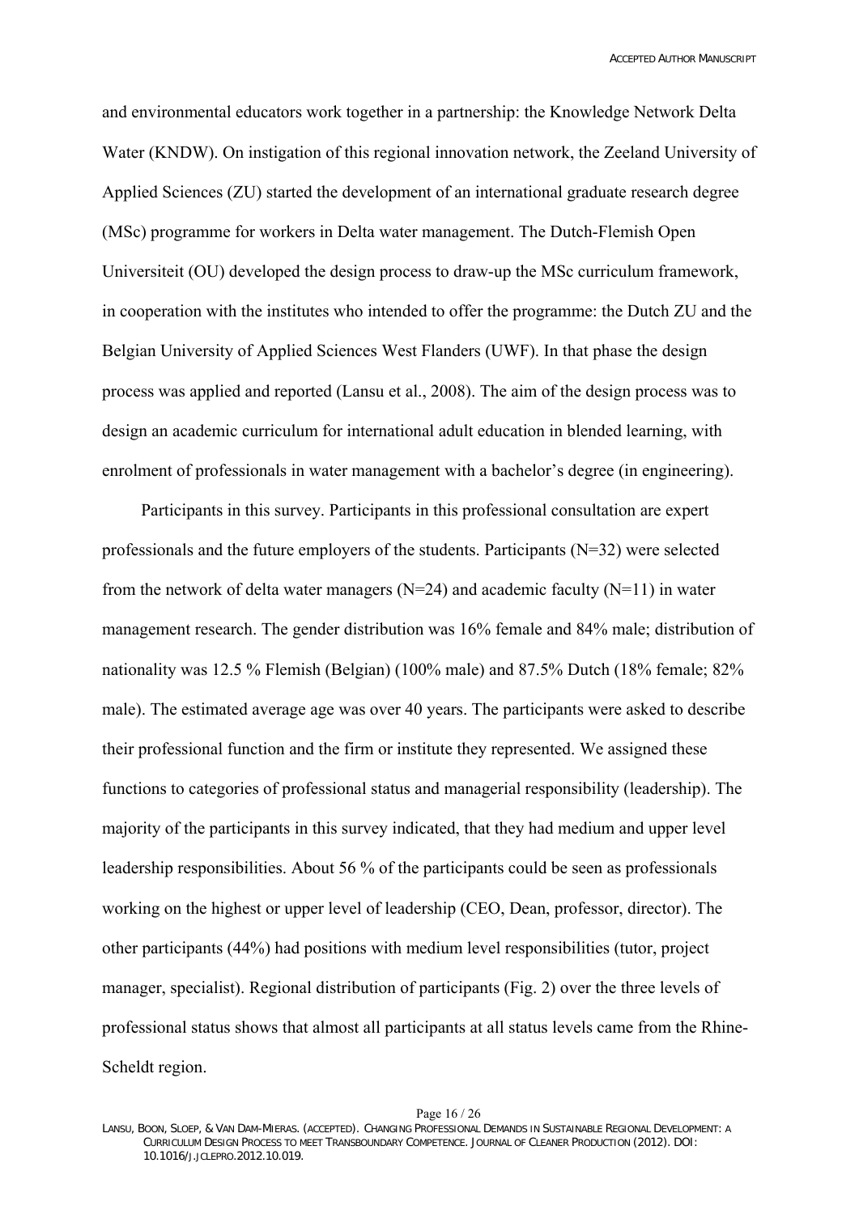and environmental educators work together in a partnership: the Knowledge Network Delta Water (KNDW). On instigation of this regional innovation network, the Zeeland University of Applied Sciences (ZU) started the development of an international graduate research degree (MSc) programme for workers in Delta water management. The Dutch-Flemish Open Universiteit (OU) developed the design process to draw-up the MSc curriculum framework, in cooperation with the institutes who intended to offer the programme: the Dutch ZU and the Belgian University of Applied Sciences West Flanders (UWF). In that phase the design process was applied and reported (Lansu et al., 2008). The aim of the design process was to design an academic curriculum for international adult education in blended learning, with enrolment of professionals in water management with a bachelor's degree (in engineering).

Participants in this survey. Participants in this professional consultation are expert professionals and the future employers of the students. Participants (N=32) were selected from the network of delta water managers (N=24) and academic faculty (N=11) in water management research. The gender distribution was 16% female and 84% male; distribution of nationality was 12.5 % Flemish (Belgian) (100% male) and 87.5% Dutch (18% female; 82% male). The estimated average age was over 40 years. The participants were asked to describe their professional function and the firm or institute they represented. We assigned these functions to categories of professional status and managerial responsibility (leadership). The majority of the participants in this survey indicated, that they had medium and upper level leadership responsibilities. About 56 % of the participants could be seen as professionals working on the highest or upper level of leadership (CEO, Dean, professor, director). The other participants (44%) had positions with medium level responsibilities (tutor, project manager, specialist). Regional distribution of participants (Fig. 2) over the three levels of professional status shows that almost all participants at all status levels came from the Rhine-Scheldt region.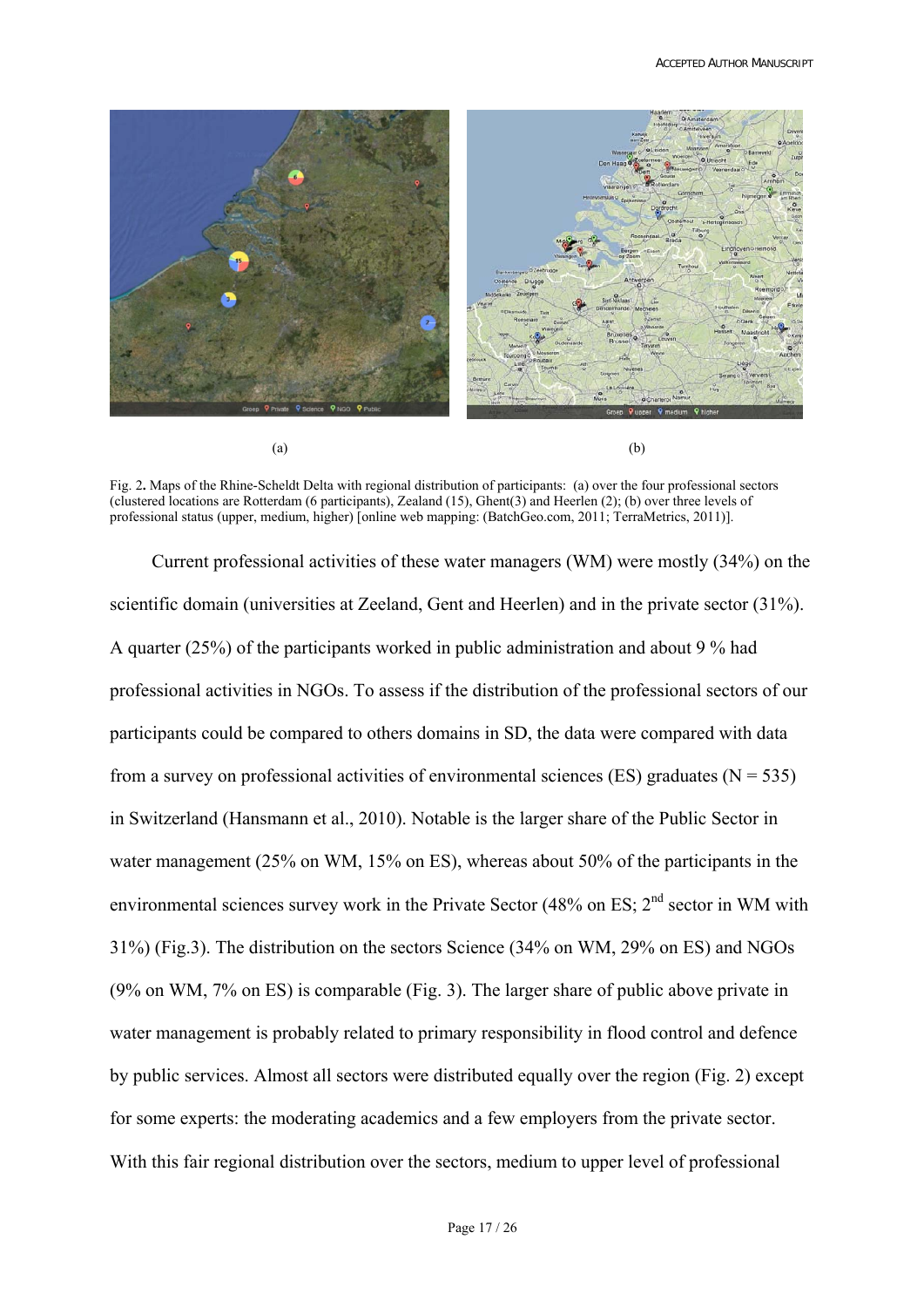(a) (b)

Fig. 2**.** Maps of the Rhine-Scheldt Delta with regional distribution of participants: (a) over the four professional sectors (clustered locations are Rotterdam (6 participants), Zealand (15), Ghent(3) and Heerlen (2); (b) over three levels of professional status (upper, medium, higher) [online web mapping: (BatchGeo.com, 2011; TerraMetrics, 2011)].

Current professional activities of these water managers (WM) were mostly (34%) on the scientific domain (universities at Zeeland, Gent and Heerlen) and in the private sector (31%). A quarter (25%) of the participants worked in public administration and about 9 % had professional activities in NGOs. To assess if the distribution of the professional sectors of our participants could be compared to others domains in SD, the data were compared with data from a survey on professional activities of environmental sciences (ES) graduates (N = 535) in Switzerland (Hansmann et al., 2010). Notable is the larger share of the Public Sector in water management (25% on WM, 15% on ES), whereas about 50% of the participants in the environmental sciences survey work in the Private Sector (48% on ES; 2nd sector in WM with 31%) (Fig.3). The distribution on the sectors Science (34% on WM, 29% on ES) and NGOs (9% on WM, 7% on ES) is comparable (Fig. 3). The larger share of public above private in water management is probably related to primary responsibility in flood control and defence by public services. Almost all sectors were distributed equally over the region (Fig. 2) except for some experts: the moderating academics and a few employers from the private sector. With this fair regional distribution over the sectors, medium to upper level of professional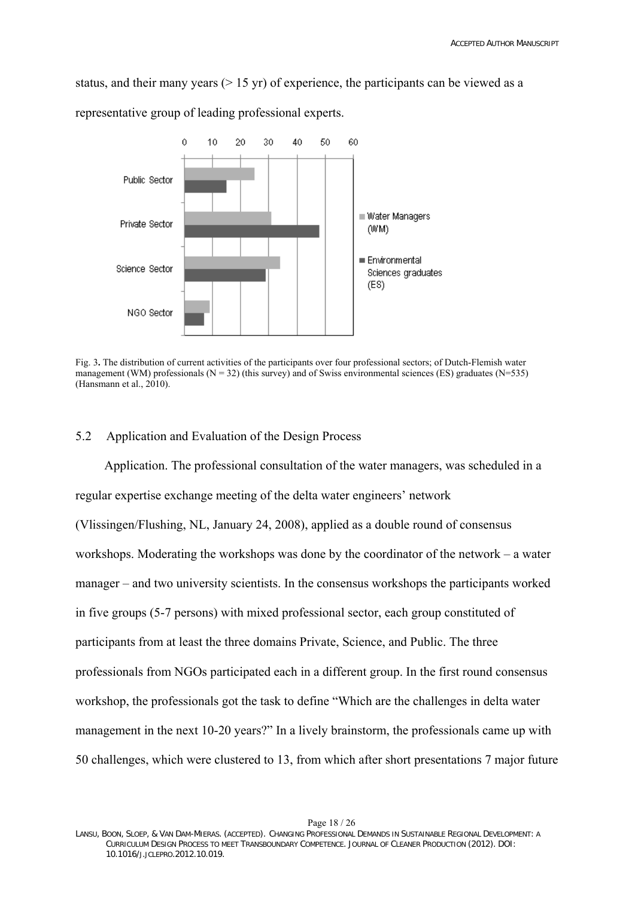status, and their many years (> 15 yr) of experience, the participants can be viewed as a representative group of leading professional experts.

Fig. 3. The distribution of current activities of the participants over four professional sectors; of Dutch-Flemish water management (WM) professionals (N = 32) (this survey) and of Swiss environmental sciences (ES) graduates (N=535) (Hansmann et al., 2010).

## 5.2 Application and Evaluation of the Design Process

Application. The professional consultation of the water managers, was scheduled in a regular expertise exchange meeting of the delta water engineers' network (Vlissingen/Flushing, NL, January 24, 2008), applied as a double round of consensus workshops. Moderating the workshops was done by the coordinator of the network – a water manager – and two university scientists. In the consensus workshops the participants worked in five groups (5-7 persons) with mixed professional sector, each group constituted of participants from at least the three domains Private, Science, and Public. The three professionals from NGOs participated each in a different group. In the first round consensus workshop, the professionals got the task to define "Which are the challenges in delta water management in the next 10-20 years?" In a lively brainstorm, the professionals came up with 50 challenges, which were clustered to 13, from which after short presentations 7 major future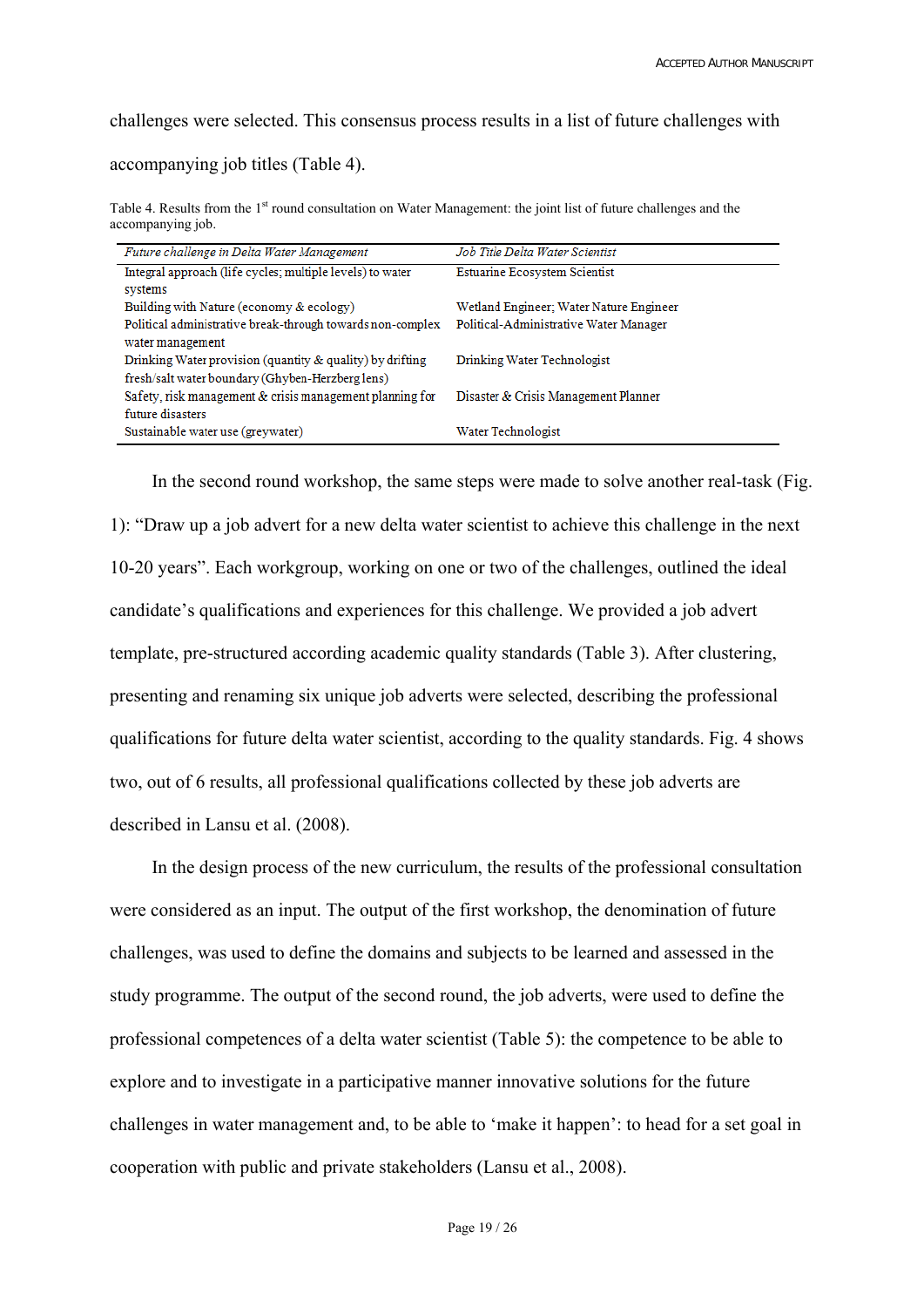challenges were selected. This consensus process results in a list of future challenges with accompanying job titles (Table 4).

Table 4. Results from the 1st round consultation on Water Management: the joint list of future challenges and the accompanying job.

| *Future challenge in Delta Water Management* | *Job Title Delta Water Scientist* |
|---|---|
| Integral approach (life cycles; multiple levels) to water systems | Estuarine Ecosystem Scientist |
| Building with Nature (economy & ecology) | Wetland Engineer; Water Nature Engineer |
| Political administrative break-through towards non-complex water management | Political-Administrative Water Manager |
| Drinking Water provision (quantity & quality) by drifting fresh/salt water boundary (Ghyben-Herzberg lens) | Drinking Water Technologist |
| Safety, risk management & crisis management planning for future disasters | Disaster & Crisis Management Planner |
| Sustainable water use (greywater) | Water Technologist |

In the second round workshop, the same steps were made to solve another real-task (Fig. 1): "Draw up a job advert for a new delta water scientist to achieve this challenge in the next 10-20 years". Each workgroup, working on one or two of the challenges, outlined the ideal candidate's qualifications and experiences for this challenge. We provided a job advert template, pre-structured according academic quality standards (Table 3). After clustering, presenting and renaming six unique job adverts were selected, describing the professional qualifications for future delta water scientist, according to the quality standards. Fig. 4 shows two, out of 6 results, all professional qualifications collected by these job adverts are described in Lansu et al. (2008).

In the design process of the new curriculum, the results of the professional consultation were considered as an input. The output of the first workshop, the denomination of future challenges, was used to define the domains and subjects to be learned and assessed in the study programme. The output of the second round, the job adverts, were used to define the professional competences of a delta water scientist (Table 5): the competence to be able to explore and to investigate in a participative manner innovative solutions for the future challenges in water management and, to be able to 'make it happen': to head for a set goal in cooperation with public and private stakeholders (Lansu et al., 2008).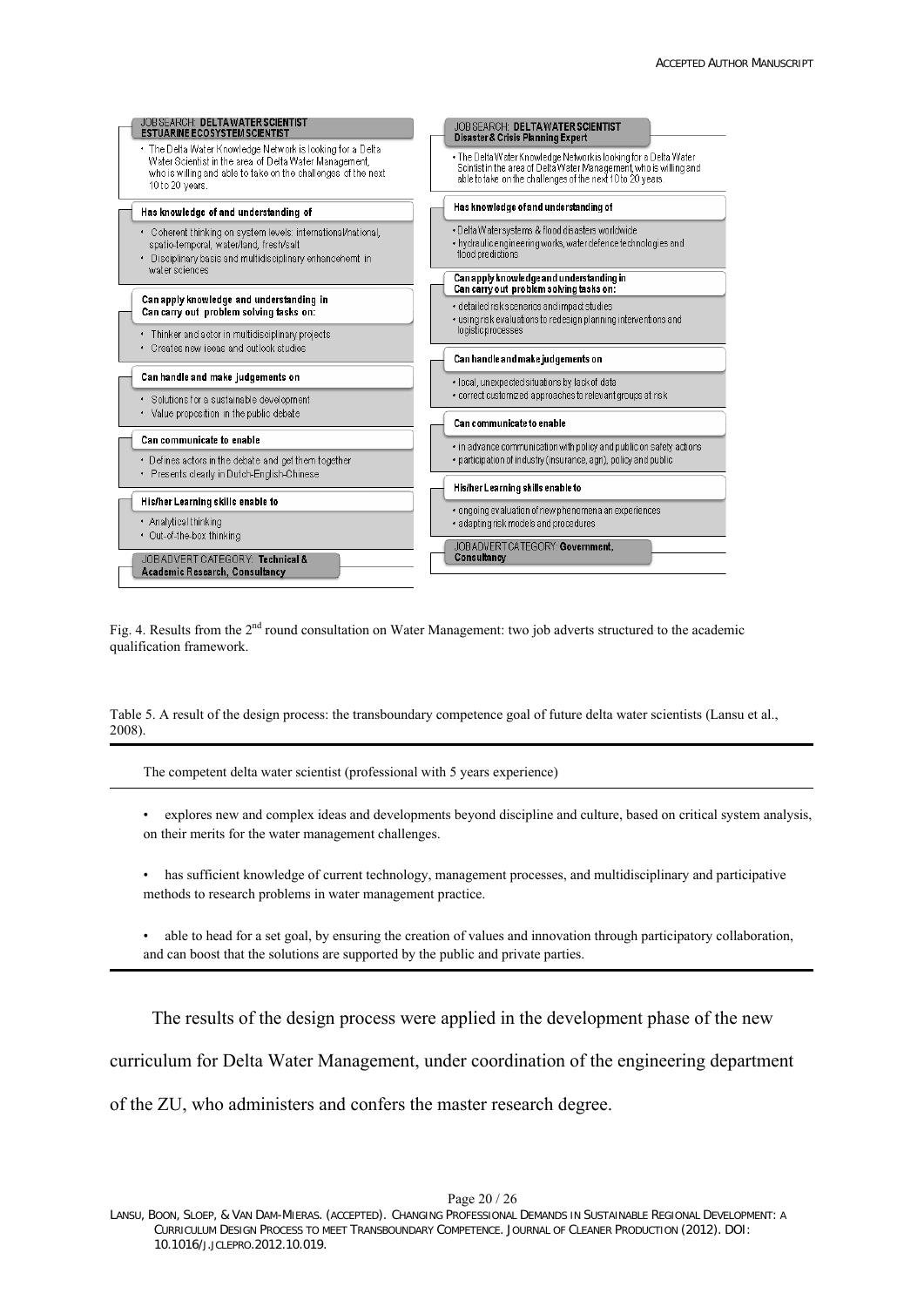**JOB SEARCH: DELTA WATER SCIENTIST**
**ESTUARINE ECOSYSTEM SCIENTIST**

- The Delta Water Knowledge Network is looking for a Delta Water Scientist in the area of Delta Water Management, who is willing and able to take on the challenges of the next 10 to 20 years.

**Has knowledge of and understanding of**

- Coherent thinking on system levels: international/national, spatio-temporal, water/land, fresh/salt
- Disciplinary basis and multidisciplinary enhancement in water sciences

**Can apply knowledge and understanding in**
**Can carry out problem solving tasks on:**

- Thinker and actor in multidisciplinary projects
- Creates new ideas and outlook studies

**Can handle and make judgements on**

- Solutions for a sustainable development
- Value proposition in the public debate

**Can communicate to enable**

- Defines actors in the debate and get them together
- Presents clearly in Dutch-English-Chinese

**His/her Learning skills enable to**

- Analytical thinking
- Out-of-the-box thinking

JOBADVERT CATEGORY: **Technical & Academic Research, Consultancy**

**JOB SEARCH: DELTA WATER SCIENTIST**
**Disaster & Crisis Planning Expert**

- The Delta Water Knowledge Network is looking for a Delta Water Scientist in the area of Delta Water Management, who is willing and able to take on the challenges of the next 10 to 20 years

**Has knowledge of and understanding of**

- Delta Water systems & flood disasters worldwide
- hydraulic engineering works, water defence technologies and flood predictions

**Can apply knowledge and understanding in**
**Can carry out problem solving tasks on:**

- detailed risk scenarios and impact studies
- using risk evaluations to redesign planning interventions and logistic processes

**Can handle and make judgements on**

- local, unexpected situations by lack of data
- correct customized approaches to relevant groups at risk

**Can communicate to enable**

- in advance communication with policy and public on safety actions
- participation of industry (insurance, agri), policy and public

**His/her Learning skills enable to**

- ongoing evaluation of new phenomena an experiences
- adapting risk models and procedures

JOBADVERT CATEGORY: **Government, Consultancy**

Fig. 4. Results from the 2nd round consultation on Water Management: two job adverts structured to the academic qualification framework.

Table 5. A result of the design process: the transboundary competence goal of future delta water scientists (Lansu et al., 2008).

| The competent delta water scientist (professional with 5 years experience) |
|---|
| • explores new and complex ideas and developments beyond discipline and culture, based on critical system analysis, on their merits for the water management challenges. |
| • has sufficient knowledge of current technology, management processes, and multidisciplinary and participative methods to research problems in water management practice. |
| • able to head for a set goal, by ensuring the creation of values and innovation through participatory collaboration, and can boost that the solutions are supported by the public and private parties. |

The results of the design process were applied in the development phase of the new curriculum for Delta Water Management, under coordination of the engineering department of the ZU, who administers and confers the master research degree.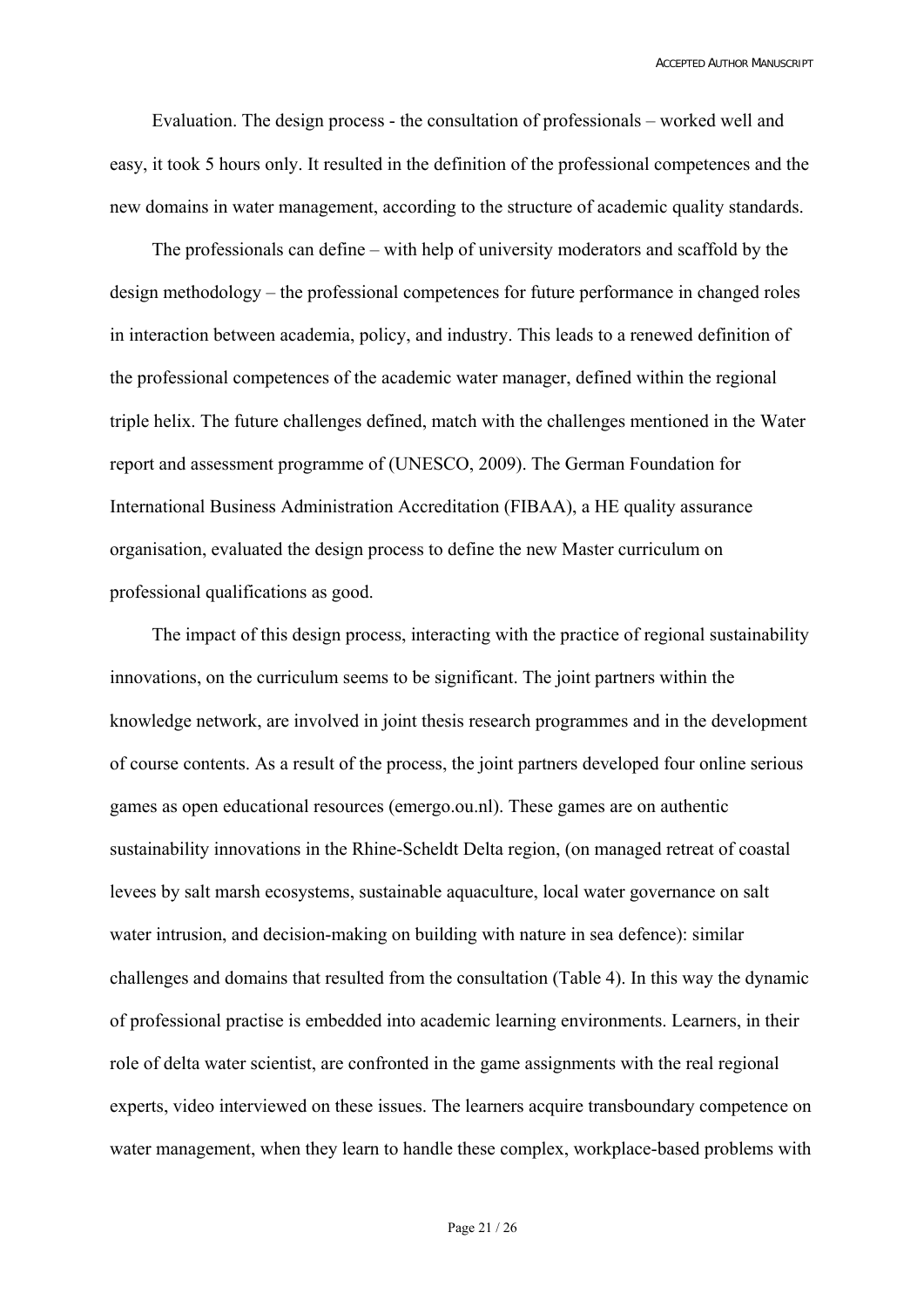Evaluation. The design process - the consultation of professionals – worked well and easy, it took 5 hours only. It resulted in the definition of the professional competences and the new domains in water management, according to the structure of academic quality standards.

The professionals can define – with help of university moderators and scaffold by the design methodology – the professional competences for future performance in changed roles in interaction between academia, policy, and industry. This leads to a renewed definition of the professional competences of the academic water manager, defined within the regional triple helix. The future challenges defined, match with the challenges mentioned in the Water report and assessment programme of (UNESCO, 2009). The German Foundation for International Business Administration Accreditation (FIBAA), a HE quality assurance organisation, evaluated the design process to define the new Master curriculum on professional qualifications as good.

The impact of this design process, interacting with the practice of regional sustainability innovations, on the curriculum seems to be significant. The joint partners within the knowledge network, are involved in joint thesis research programmes and in the development of course contents. As a result of the process, the joint partners developed four online serious games as open educational resources (emergo.ou.nl). These games are on authentic sustainability innovations in the Rhine-Scheldt Delta region, (on managed retreat of coastal levees by salt marsh ecosystems, sustainable aquaculture, local water governance on salt water intrusion, and decision-making on building with nature in sea defence): similar challenges and domains that resulted from the consultation (Table 4). In this way the dynamic of professional practise is embedded into academic learning environments. Learners, in their role of delta water scientist, are confronted in the game assignments with the real regional experts, video interviewed on these issues. The learners acquire transboundary competence on water management, when they learn to handle these complex, workplace-based problems with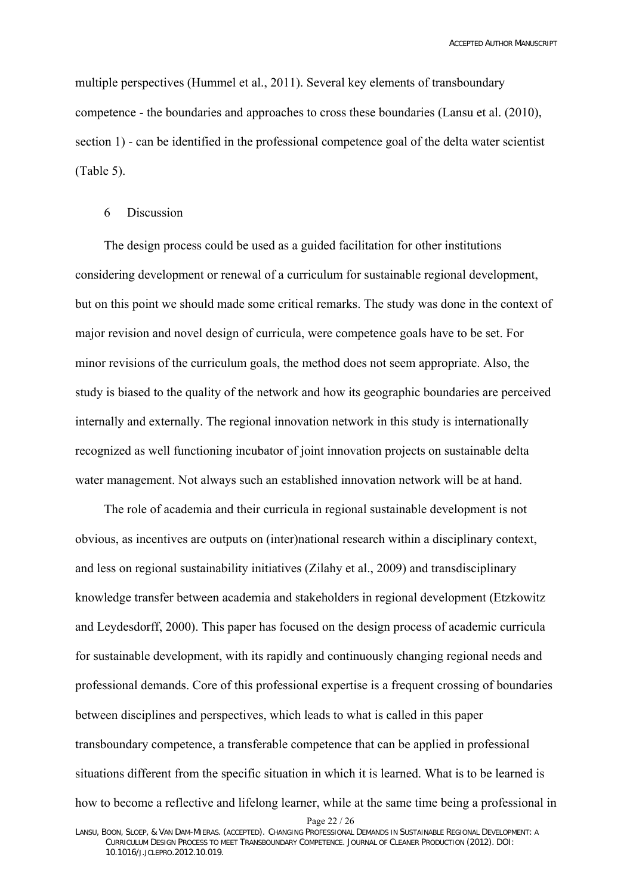multiple perspectives (Hummel et al., 2011). Several key elements of transboundary competence - the boundaries and approaches to cross these boundaries (Lansu et al. (2010), section 1) - can be identified in the professional competence goal of the delta water scientist (Table 5).

## 6 Discussion

The design process could be used as a guided facilitation for other institutions considering development or renewal of a curriculum for sustainable regional development, but on this point we should made some critical remarks. The study was done in the context of major revision and novel design of curricula, were competence goals have to be set. For minor revisions of the curriculum goals, the method does not seem appropriate. Also, the study is biased to the quality of the network and how its geographic boundaries are perceived internally and externally. The regional innovation network in this study is internationally recognized as well functioning incubator of joint innovation projects on sustainable delta water management. Not always such an established innovation network will be at hand.

The role of academia and their curricula in regional sustainable development is not obvious, as incentives are outputs on (inter)national research within a disciplinary context, and less on regional sustainability initiatives (Zilahy et al., 2009) and transdisciplinary knowledge transfer between academia and stakeholders in regional development (Etzkowitz and Leydesdorff, 2000). This paper has focused on the design process of academic curricula for sustainable development, with its rapidly and continuously changing regional needs and professional demands. Core of this professional expertise is a frequent crossing of boundaries between disciplines and perspectives, which leads to what is called in this paper transboundary competence, a transferable competence that can be applied in professional situations different from the specific situation in which it is learned. What is to be learned is how to become a reflective and lifelong learner, while at the same time being a professional in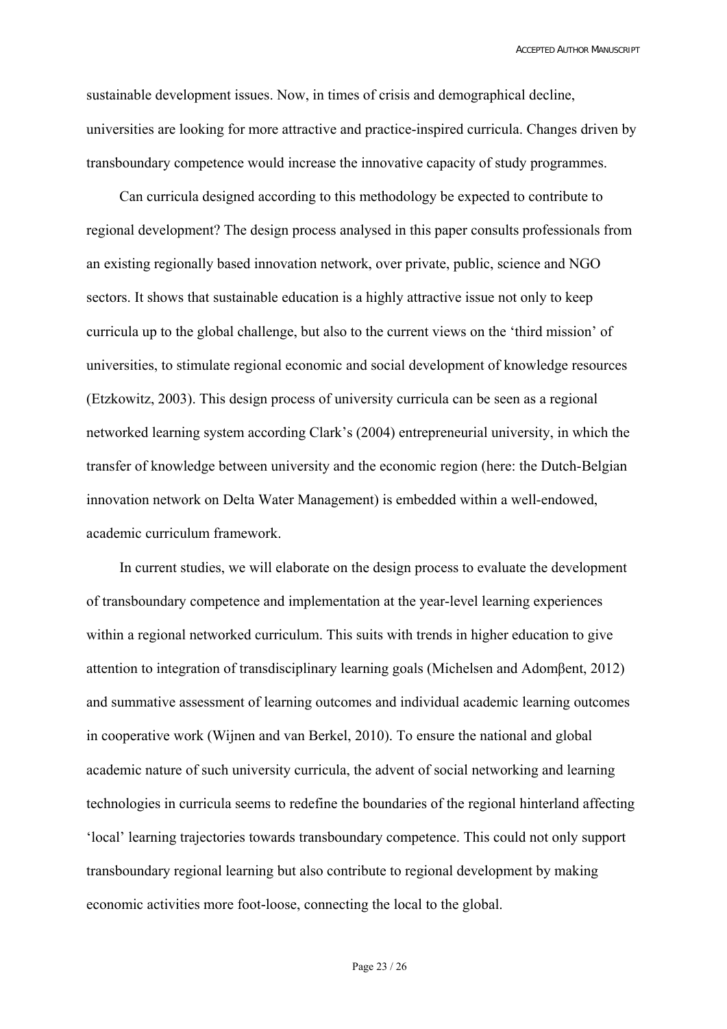sustainable development issues. Now, in times of crisis and demographical decline, universities are looking for more attractive and practice-inspired curricula. Changes driven by transboundary competence would increase the innovative capacity of study programmes.

Can curricula designed according to this methodology be expected to contribute to regional development? The design process analysed in this paper consults professionals from an existing regionally based innovation network, over private, public, science and NGO sectors. It shows that sustainable education is a highly attractive issue not only to keep curricula up to the global challenge, but also to the current views on the 'third mission' of universities, to stimulate regional economic and social development of knowledge resources (Etzkowitz, 2003). This design process of university curricula can be seen as a regional networked learning system according Clark's (2004) entrepreneurial university, in which the transfer of knowledge between university and the economic region (here: the Dutch-Belgian innovation network on Delta Water Management) is embedded within a well-endowed, academic curriculum framework.

In current studies, we will elaborate on the design process to evaluate the development of transboundary competence and implementation at the year-level learning experiences within a regional networked curriculum. This suits with trends in higher education to give attention to integration of transdisciplinary learning goals (Michelsen and Adomβent, 2012) and summative assessment of learning outcomes and individual academic learning outcomes in cooperative work (Wijnen and van Berkel, 2010). To ensure the national and global academic nature of such university curricula, the advent of social networking and learning technologies in curricula seems to redefine the boundaries of the regional hinterland affecting 'local' learning trajectories towards transboundary competence. This could not only support transboundary regional learning but also contribute to regional development by making economic activities more foot-loose, connecting the local to the global.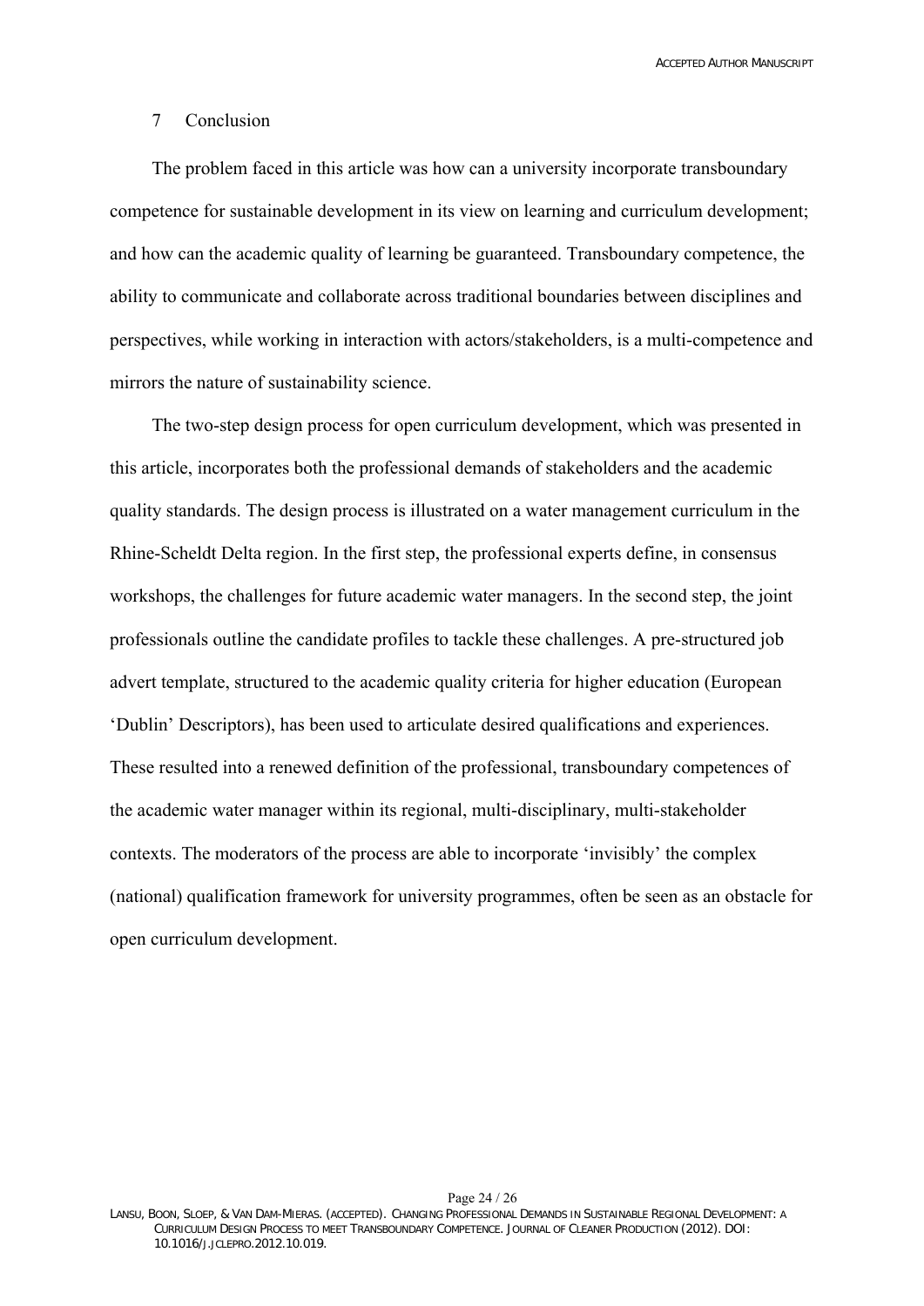## 7 Conclusion

The problem faced in this article was how can a university incorporate transboundary competence for sustainable development in its view on learning and curriculum development; and how can the academic quality of learning be guaranteed. Transboundary competence, the ability to communicate and collaborate across traditional boundaries between disciplines and perspectives, while working in interaction with actors/stakeholders, is a multi-competence and mirrors the nature of sustainability science.

The two-step design process for open curriculum development, which was presented in this article, incorporates both the professional demands of stakeholders and the academic quality standards. The design process is illustrated on a water management curriculum in the Rhine-Scheldt Delta region. In the first step, the professional experts define, in consensus workshops, the challenges for future academic water managers. In the second step, the joint professionals outline the candidate profiles to tackle these challenges. A pre-structured job advert template, structured to the academic quality criteria for higher education (European 'Dublin' Descriptors), has been used to articulate desired qualifications and experiences. These resulted into a renewed definition of the professional, transboundary competences of the academic water manager within its regional, multi-disciplinary, multi-stakeholder contexts. The moderators of the process are able to incorporate 'invisibly' the complex (national) qualification framework for university programmes, often be seen as an obstacle for open curriculum development.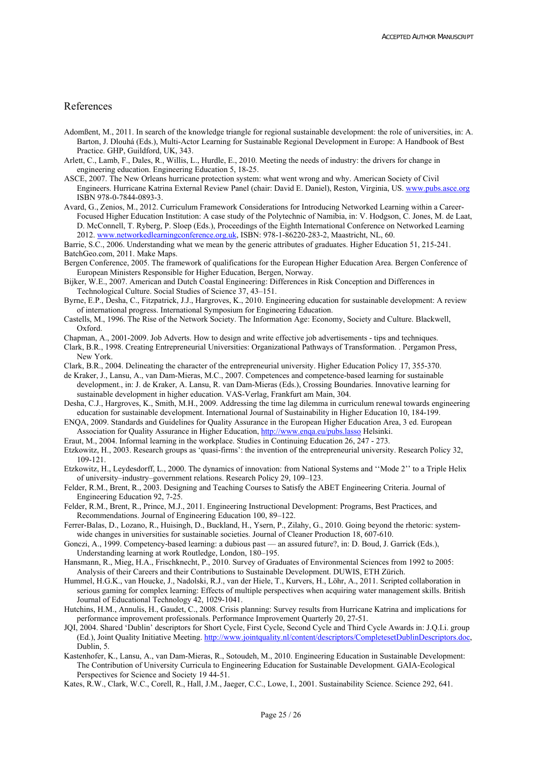## References

Adomßent, M., 2011. In search of the knowledge triangle for regional sustainable development: the role of universities, in: A. Barton, J. Dlouhá (Eds.), Multi-Actor Learning for Sustainable Regional Development in Europe: A Handbook of Best Practice. GHP, Guildford, UK, 343.

Arlett, C., Lamb, F., Dales, R., Willis, L., Hurdle, E., 2010. Meeting the needs of industry: the drivers for change in engineering education. Engineering Education 5, 18-25.

ASCE, 2007. The New Orleans hurricane protection system: what went wrong and why. American Society of Civil Engineers. Hurricane Katrina External Review Panel (chair: David E. Daniel), Reston, Virginia, US. www.pubs.asce.org ISBN 978-0-7844-0893-3.

Avard, G., Zenios, M., 2012. Curriculum Framework Considerations for Introducing Networked Learning within a Career-Focused Higher Education Institution: A case study of the Polytechnic of Namibia, in: V. Hodgson, C. Jones, M. de Laat, D. McConnell, T. Ryberg, P. Sloep (Eds.), Proceedings of the Eighth International Conference on Networked Learning 2012. www.networkedlearningconference.org.uk, ISBN: 978-1-86220-283-2, Maastricht, NL, 60.

Barrie, S.C., 2006. Understanding what we mean by the generic attributes of graduates. Higher Education 51, 215-241.

BatchGeo.com, 2011. Make Maps.

Bergen Conference, 2005. The framework of qualifications for the European Higher Education Area. Bergen Conference of European Ministers Responsible for Higher Education, Bergen, Norway.

Bijker, W.E., 2007. American and Dutch Coastal Engineering: Differences in Risk Conception and Differences in Technological Culture. Social Studies of Science 37, 43–151.

Byrne, E.P., Desha, C., Fitzpatrick, J.J., Hargroves, K., 2010. Engineering education for sustainable development: A review of international progress. International Symposium for Engineering Education.

Castells, M., 1996. The Rise of the Network Society. The Information Age: Economy, Society and Culture. Blackwell, Oxford.

Chapman, A., 2001-2009. Job Adverts. How to design and write effective job advertisements - tips and techniques.

Clark, B.R., 1998. Creating Entrepreneurial Universities: Organizational Pathways of Transformation. . Pergamon Press, New York.

Clark, B.R., 2004. Delineating the character of the entrepreneurial university. Higher Education Policy 17, 355-370.

de Kraker, J., Lansu, A., van Dam-Mieras, M.C., 2007. Competences and competence-based learning for sustainable development., in: J. de Kraker, A. Lansu, R. van Dam-Mieras (Eds.), Crossing Boundaries. Innovative learning for sustainable development in higher education. VAS-Verlag, Frankfurt am Main, 304.

Desha, C.J., Hargroves, K., Smith, M.H., 2009. Addressing the time lag dilemma in curriculum renewal towards engineering education for sustainable development. International Journal of Sustainability in Higher Education 10, 184-199.

ENQA, 2009. Standards and Guidelines for Quality Assurance in the European Higher Education Area, 3 ed. European Association for Quality Assurance in Higher Education, http://www.enqa.eu/pubs.lasso Helsinki.

Eraut, M., 2004. Informal learning in the workplace. Studies in Continuing Education 26, 247 - 273.

Etzkowitz, H., 2003. Research groups as 'quasi-firms': the invention of the entrepreneurial university. Research Policy 32, 109-121.

Etzkowitz, H., Leydesdorff, L., 2000. The dynamics of innovation: from National Systems and ''Mode 2'' to a Triple Helix of university–industry–government relations. Research Policy 29, 109–123.

Felder, R.M., Brent, R., 2003. Designing and Teaching Courses to Satisfy the ABET Engineering Criteria. Journal of Engineering Education 92, 7-25.

Felder, R.M., Brent, R., Prince, M.J., 2011. Engineering Instructional Development: Programs, Best Practices, and Recommendations. Journal of Engineering Education 100, 89–122.

Ferrer-Balas, D., Lozano, R., Huisingh, D., Buckland, H., Ysern, P., Zilahy, G., 2010. Going beyond the rhetoric: system-wide changes in universities for sustainable societies. Journal of Cleaner Production 18, 607-610.

Gonczi, A., 1999. Competency-based learning: a dubious past — an assured future?, in: D. Boud, J. Garrick (Eds.), Understanding learning at work Routledge, London, 180–195.

Hansmann, R., Mieg, H.A., Frischknecht, P., 2010. Survey of Graduates of Environmental Sciences from 1992 to 2005: Analysis of their Careers and their Contributions to Sustainable Development. DUWIS, ETH Zürich.

Hummel, H.G.K., van Houcke, J., Nadolski, R.J., van der Hiele, T., Kurvers, H., Löhr, A., 2011. Scripted collaboration in serious gaming for complex learning: Effects of multiple perspectives when acquiring water management skills. British Journal of Educational Technology 42, 1029-1041.

Hutchins, H.M., Annulis, H., Gaudet, C., 2008. Crisis planning: Survey results from Hurricane Katrina and implications for performance improvement professionals. Performance Improvement Quarterly 20, 27-51.

JQI, 2004. Shared 'Dublin' descriptors for Short Cycle, First Cycle, Second Cycle and Third Cycle Awards in: J.Q.I.i. group (Ed.), Joint Quality Initiative Meeting. http://www.jointquality.nl/content/descriptors/CompletesetDublinDescriptors.doc, Dublin, 5.

Kastenhofer, K., Lansu, A., van Dam-Mieras, R., Sotoudeh, M., 2010. Engineering Education in Sustainable Development: The Contribution of University Curricula to Engineering Education for Sustainable Development. GAIA-Ecological Perspectives for Science and Society 19 44-51.

Kates, R.W., Clark, W.C., Corell, R., Hall, J.M., Jaeger, C.C., Lowe, I., 2001. Sustainability Science. Science 292, 641.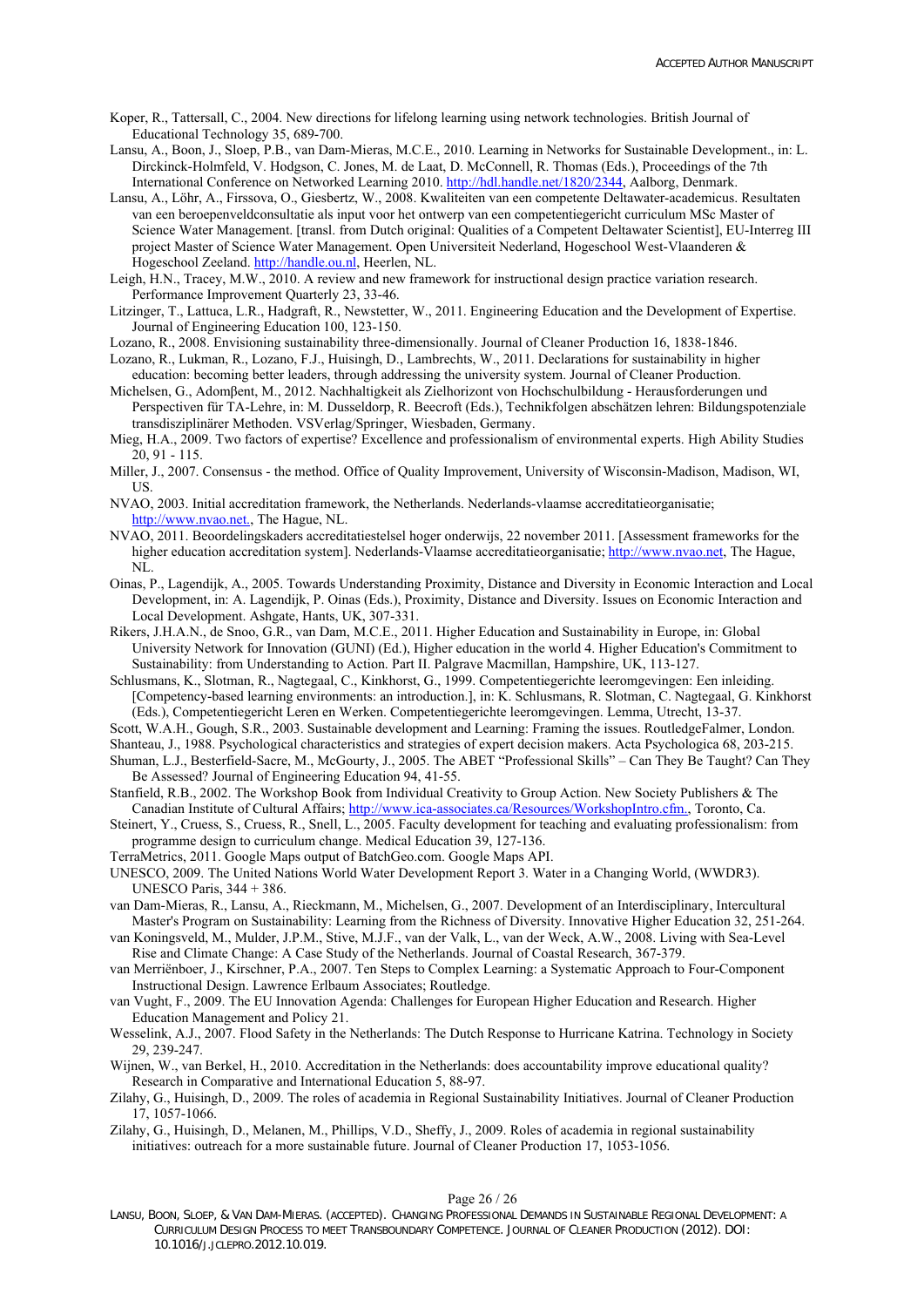Koper, R., Tattersall, C., 2004. New directions for lifelong learning using network technologies. British Journal of Educational Technology 35, 689-700.

Lansu, A., Boon, J., Sloep, P.B., van Dam-Mieras, M.C.E., 2010. Learning in Networks for Sustainable Development., in: L. Dirckinck-Holmfeld, V. Hodgson, C. Jones, M. de Laat, D. McConnell, R. Thomas (Eds.), Proceedings of the 7th International Conference on Networked Learning 2010. http://hdl.handle.net/1820/2344, Aalborg, Denmark.

Lansu, A., Löhr, A., Firssova, O., Giesbertz, W., 2008. Kwaliteiten van een competente Deltawater-academicus. Resultaten van een beroepenveldconsultatie als input voor het ontwerp van een competentiegericht curriculum MSc Master of Science Water Management. [transl. from Dutch original: Qualities of a Competent Deltawater Scientist], EU-Interreg III project Master of Science Water Management. Open Universiteit Nederland, Hogeschool West-Vlaanderen & Hogeschool Zeeland. http://handle.ou.nl, Heerlen, NL.

Leigh, H.N., Tracey, M.W., 2010. A review and new framework for instructional design practice variation research. Performance Improvement Quarterly 23, 33-46.

Litzinger, T., Lattuca, L.R., Hadgraft, R., Newstetter, W., 2011. Engineering Education and the Development of Expertise. Journal of Engineering Education 100, 123-150.

Lozano, R., 2008. Envisioning sustainability three-dimensionally. Journal of Cleaner Production 16, 1838-1846.

Lozano, R., Lukman, R., Lozano, F.J., Huisingh, D., Lambrechts, W., 2011. Declarations for sustainability in higher education: becoming better leaders, through addressing the university system. Journal of Cleaner Production.

Michelsen, G., Adomβent, M., 2012. Nachhaltigkeit als Zielhorizont von Hochschulbildung - Herausforderungen und Perspectiven für TA-Lehre, in: M. Dusseldorp, R. Beecroft (Eds.), Technikfolgen abschätzen lehren: Bildungspotenziale transdisziplinärer Methoden. VSVerlag/Springer, Wiesbaden, Germany.

Mieg, H.A., 2009. Two factors of expertise? Excellence and professionalism of environmental experts. High Ability Studies 20, 91 - 115.

Miller, J., 2007. Consensus - the method. Office of Quality Improvement, University of Wisconsin-Madison, Madison, WI, US.

NVAO, 2003. Initial accreditation framework, the Netherlands. Nederlands-vlaamse accreditatieorganisatie; http://www.nvao.net., The Hague, NL.

NVAO, 2011. Beoordelingskaders accreditatiestelsel hoger onderwijs, 22 november 2011. [Assessment frameworks for the higher education accreditation system]. Nederlands-Vlaamse accreditatieorganisatie; http://www.nvao.net, The Hague, NL.

Oinas, P., Lagendijk, A., 2005. Towards Understanding Proximity, Distance and Diversity in Economic Interaction and Local Development, in: A. Lagendijk, P. Oinas (Eds.), Proximity, Distance and Diversity. Issues on Economic Interaction and Local Development. Ashgate, Hants, UK, 307-331.

Rikers, J.H.A.N., de Snoo, G.R., van Dam, M.C.E., 2011. Higher Education and Sustainability in Europe, in: Global University Network for Innovation (GUNI) (Ed.), Higher education in the world 4. Higher Education's Commitment to Sustainability: from Understanding to Action. Part II. Palgrave Macmillan, Hampshire, UK, 113-127.

Schlusmans, K., Slotman, R., Nagtegaal, C., Kinkhorst, G., 1999. Competentiegerichte leeromgevingen: Een inleiding. [Competency-based learning environments: an introduction.], in: K. Schlusmans, R. Slotman, C. Nagtegaal, G. Kinkhorst (Eds.), Competentiegericht Leren en Werken. Competentiegerichte leeromgevingen. Lemma, Utrecht, 13-37.

Scott, W.A.H., Gough, S.R., 2003. Sustainable development and Learning: Framing the issues. RoutledgeFalmer, London.

Shanteau, J., 1988. Psychological characteristics and strategies of expert decision makers. Acta Psychologica 68, 203-215.

Shuman, L.J., Besterfield-Sacre, M., McGourty, J., 2005. The ABET "Professional Skills" – Can They Be Taught? Can They Be Assessed? Journal of Engineering Education 94, 41-55.

Stanfield, R.B., 2002. The Workshop Book from Individual Creativity to Group Action. New Society Publishers & The Canadian Institute of Cultural Affairs; http://www.ica-associates.ca/Resources/WorkshopIntro.cfm., Toronto, Ca.

Steinert, Y., Cruess, S., Cruess, R., Snell, L., 2005. Faculty development for teaching and evaluating professionalism: from programme design to curriculum change. Medical Education 39, 127-136.

TerraMetrics, 2011. Google Maps output of BatchGeo.com. Google Maps API.

UNESCO, 2009. The United Nations World Water Development Report 3. Water in a Changing World, (WWDR3). UNESCO Paris, 344 + 386.

van Dam-Mieras, R., Lansu, A., Rieckmann, M., Michelsen, G., 2007. Development of an Interdisciplinary, Intercultural Master's Program on Sustainability: Learning from the Richness of Diversity. Innovative Higher Education 32, 251-264.

van Koningsveld, M., Mulder, J.P.M., Stive, M.J.F., van der Valk, L., van der Weck, A.W., 2008. Living with Sea-Level Rise and Climate Change: A Case Study of the Netherlands. Journal of Coastal Research, 367-379.

van Merriënboer, J., Kirschner, P.A., 2007. Ten Steps to Complex Learning: a Systematic Approach to Four-Component Instructional Design. Lawrence Erlbaum Associates; Routledge.

van Vught, F., 2009. The EU Innovation Agenda: Challenges for European Higher Education and Research. Higher Education Management and Policy 21.

Wesselink, A.J., 2007. Flood Safety in the Netherlands: The Dutch Response to Hurricane Katrina. Technology in Society 29, 239-247.

Wijnen, W., van Berkel, H., 2010. Accreditation in the Netherlands: does accountability improve educational quality? Research in Comparative and International Education 5, 88-97.

Zilahy, G., Huisingh, D., 2009. The roles of academia in Regional Sustainability Initiatives. Journal of Cleaner Production 17, 1057-1066.

Zilahy, G., Huisingh, D., Melanen, M., Phillips, V.D., Sheffy, J., 2009. Roles of academia in regional sustainability initiatives: outreach for a more sustainable future. Journal of Cleaner Production 17, 1053-1056.